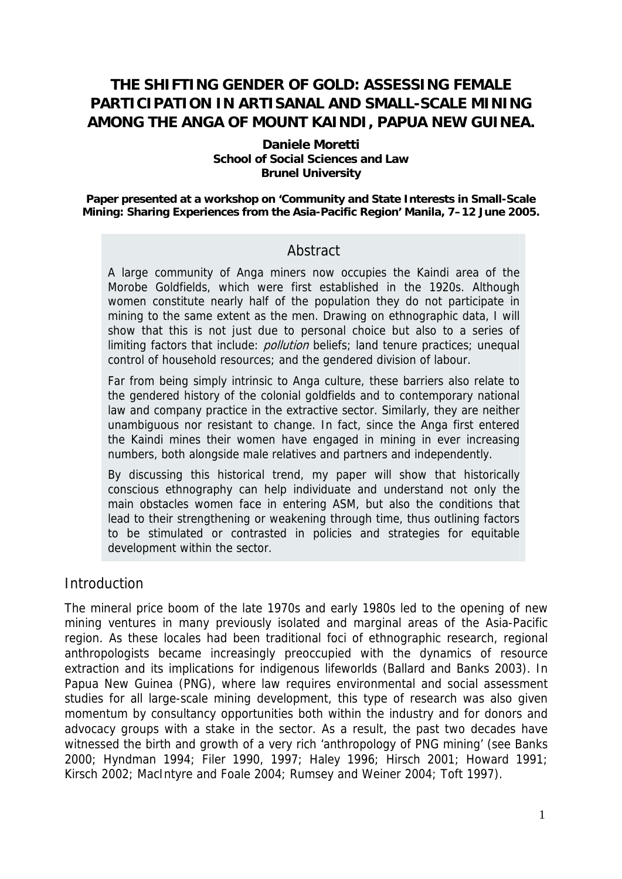# THE SHIFTING GENDER OF GOLD: ASSESSING FEMALE PARTICIPATION IN ARTISANAL AND SMALL-SCALE MINING AMONG THE ANGA OF MOUNT KAINDI, PAPUA NEW GUINEA.

**Daniele Moretti**
**School of Social Sciences and Law**
**Brunel University**

**Paper presented at a workshop on 'Community and State Interests in Small-Scale Mining: Sharing Experiences from the Asia-Pacific Region' Manila, 7–12 June 2005.**

## Abstract

A large community of Anga miners now occupies the Kaindi area of the Morobe Goldfields, which were first established in the 1920s. Although women constitute nearly half of the population they do not participate in mining to the same extent as the men. Drawing on ethnographic data, I will show that this is not just due to personal choice but also to a series of limiting factors that include: *pollution* beliefs; land tenure practices; unequal control of household resources; and the gendered division of labour.

Far from being simply intrinsic to Anga culture, these barriers also relate to the gendered history of the colonial goldfields and to contemporary national law and company practice in the extractive sector. Similarly, they are neither unambiguous nor resistant to change. In fact, since the Anga first entered the Kaindi mines their women have engaged in mining in ever increasing numbers, both alongside male relatives and partners and independently.

By discussing this historical trend, my paper will show that historically conscious ethnography can help individuate and understand not only the main obstacles women face in entering ASM, but also the conditions that lead to their strengthening or weakening through time, thus outlining factors to be stimulated or contrasted in policies and strategies for equitable development within the sector.

## Introduction

The mineral price boom of the late 1970s and early 1980s led to the opening of new mining ventures in many previously isolated and marginal areas of the Asia-Pacific region. As these locales had been traditional foci of ethnographic research, regional anthropologists became increasingly preoccupied with the dynamics of resource extraction and its implications for indigenous lifeworlds (Ballard and Banks 2003). In Papua New Guinea (PNG), where law requires environmental and social assessment studies for all large-scale mining development, this type of research was also given momentum by consultancy opportunities both within the industry and for donors and advocacy groups with a stake in the sector. As a result, the past two decades have witnessed the birth and growth of a very rich 'anthropology of PNG mining' (see Banks 2000; Hyndman 1994; Filer 1990, 1997; Haley 1996; Hirsch 2001; Howard 1991; Kirsch 2002; MacIntyre and Foale 2004; Rumsey and Weiner 2004; Toft 1997).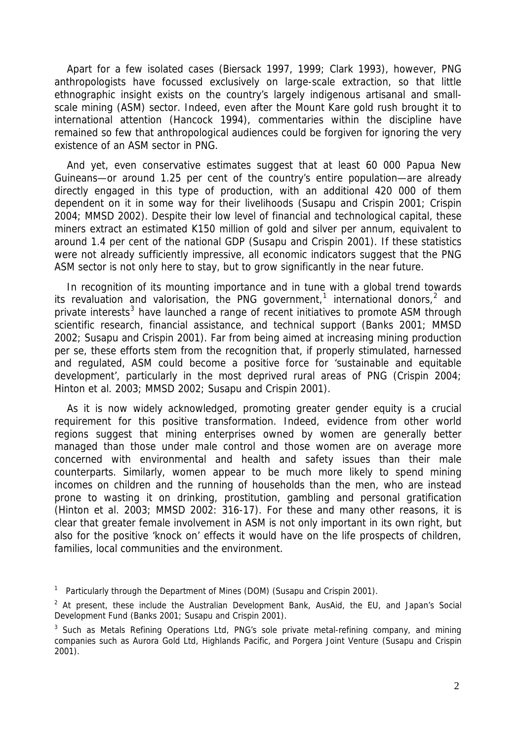Apart for a few isolated cases (Biersack 1997, 1999; Clark 1993), however, PNG anthropologists have focussed exclusively on large-scale extraction, so that little ethnographic insight exists on the country's largely indigenous artisanal and small-scale mining (ASM) sector. Indeed, even after the Mount Kare gold rush brought it to international attention (Hancock 1994), commentaries within the discipline have remained so few that anthropological audiences could be forgiven for ignoring the very existence of an ASM sector in PNG.

And yet, even conservative estimates suggest that at least 60 000 Papua New Guineans—or around 1.25 per cent of the country's entire population—are already directly engaged in this type of production, with an additional 420 000 of them dependent on it in some way for their livelihoods (Susapu and Crispin 2001; Crispin 2004; MMSD 2002). Despite their low level of financial and technological capital, these miners extract an estimated K150 million of gold and silver per annum, equivalent to around 1.4 per cent of the national GDP (Susapu and Crispin 2001). If these statistics were not already sufficiently impressive, all economic indicators suggest that the PNG ASM sector is not only here to stay, but to grow significantly in the near future.

In recognition of its mounting importance and in tune with a global trend towards its revaluation and valorisation, the PNG government,[1] international donors,[2] and private interests[3] have launched a range of recent initiatives to promote ASM through scientific research, financial assistance, and technical support (Banks 2001; MMSD 2002; Susapu and Crispin 2001). Far from being aimed at increasing mining production per se, these efforts stem from the recognition that, if properly stimulated, harnessed and regulated, ASM could become a positive force for 'sustainable and equitable development', particularly in the most deprived rural areas of PNG (Crispin 2004; Hinton et al. 2003; MMSD 2002; Susapu and Crispin 2001).

As it is now widely acknowledged, promoting greater gender equity is a crucial requirement for this positive transformation. Indeed, evidence from other world regions suggest that mining enterprises owned by women are generally better managed than those under male control and those women are on average more concerned with environmental and health and safety issues than their male counterparts. Similarly, women appear to be much more likely to spend mining incomes on children and the running of households than the men, who are instead prone to wasting it on drinking, prostitution, gambling and personal gratification (Hinton et al. 2003; MMSD 2002: 316-17). For these and many other reasons, it is clear that greater female involvement in ASM is not only important in its own right, but also for the positive 'knock on' effects it would have on the life prospects of children, families, local communities and the environment.

[1] Particularly through the Department of Mines (DOM) (Susapu and Crispin 2001).

[2] At present, these include the Australian Development Bank, AusAid, the EU, and Japan's Social Development Fund (Banks 2001; Susapu and Crispin 2001).

[3] Such as Metals Refining Operations Ltd, PNG's sole private metal-refining company, and mining companies such as Aurora Gold Ltd, Highlands Pacific, and Porgera Joint Venture (Susapu and Crispin 2001).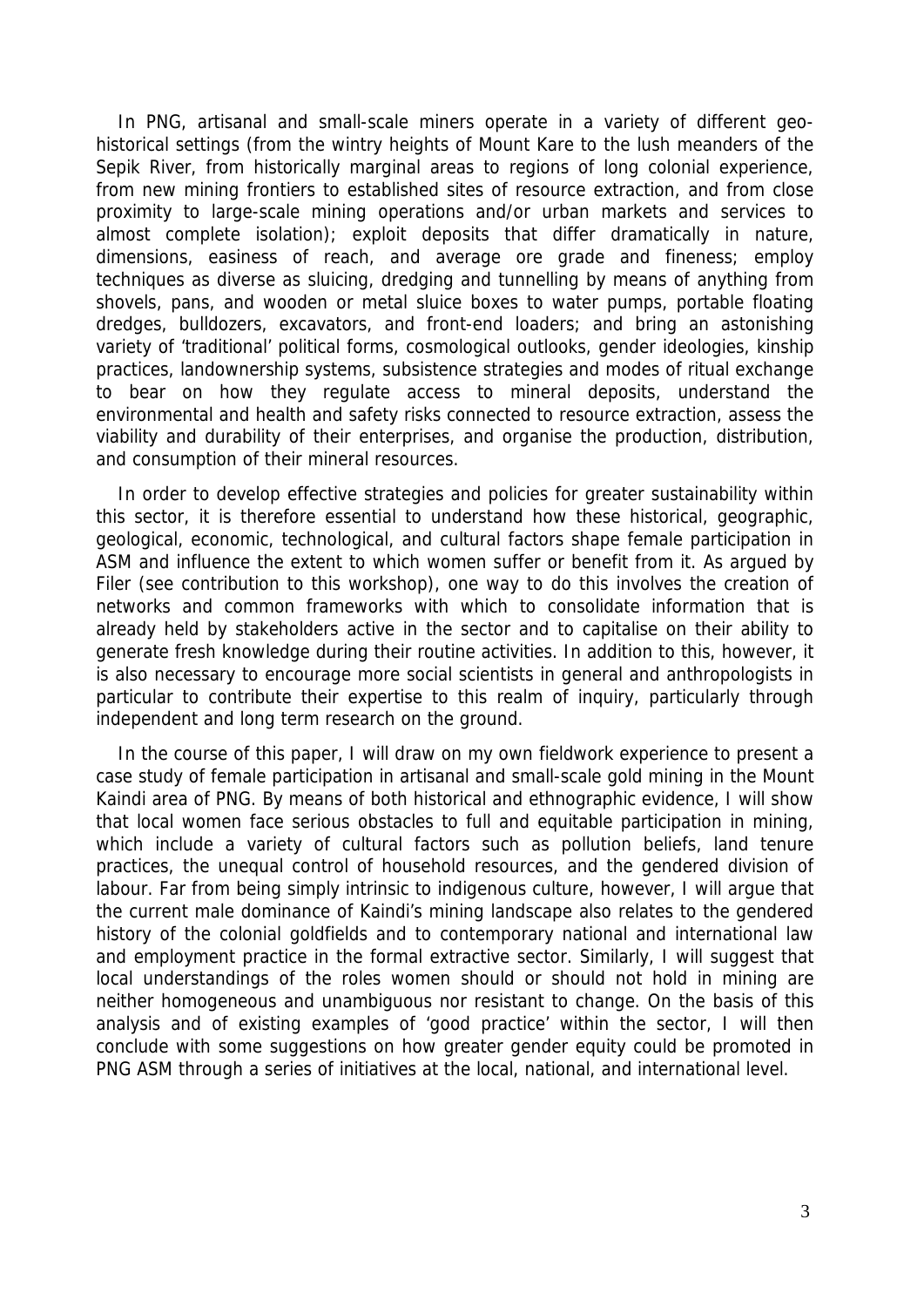In PNG, artisanal and small-scale miners operate in a variety of different geo-historical settings (from the wintry heights of Mount Kare to the lush meanders of the Sepik River, from historically marginal areas to regions of long colonial experience, from new mining frontiers to established sites of resource extraction, and from close proximity to large-scale mining operations and/or urban markets and services to almost complete isolation); exploit deposits that differ dramatically in nature, dimensions, easiness of reach, and average ore grade and fineness; employ techniques as diverse as sluicing, dredging and tunnelling by means of anything from shovels, pans, and wooden or metal sluice boxes to water pumps, portable floating dredges, bulldozers, excavators, and front-end loaders; and bring an astonishing variety of 'traditional' political forms, cosmological outlooks, gender ideologies, kinship practices, landownership systems, subsistence strategies and modes of ritual exchange to bear on how they regulate access to mineral deposits, understand the environmental and health and safety risks connected to resource extraction, assess the viability and durability of their enterprises, and organise the production, distribution, and consumption of their mineral resources.

In order to develop effective strategies and policies for greater sustainability within this sector, it is therefore essential to understand how these historical, geographic, geological, economic, technological, and cultural factors shape female participation in ASM and influence the extent to which women suffer or benefit from it. As argued by Filer (see contribution to this workshop), one way to do this involves the creation of networks and common frameworks with which to consolidate information that is already held by stakeholders active in the sector and to capitalise on their ability to generate fresh knowledge during their routine activities. In addition to this, however, it is also necessary to encourage more social scientists in general and anthropologists in particular to contribute their expertise to this realm of inquiry, particularly through independent and long term research on the ground.

In the course of this paper, I will draw on my own fieldwork experience to present a case study of female participation in artisanal and small-scale gold mining in the Mount Kaindi area of PNG. By means of both historical and ethnographic evidence, I will show that local women face serious obstacles to full and equitable participation in mining, which include a variety of cultural factors such as pollution beliefs, land tenure practices, the unequal control of household resources, and the gendered division of labour. Far from being simply intrinsic to indigenous culture, however, I will argue that the current male dominance of Kaindi's mining landscape also relates to the gendered history of the colonial goldfields and to contemporary national and international law and employment practice in the formal extractive sector. Similarly, I will suggest that local understandings of the roles women should or should not hold in mining are neither homogeneous and unambiguous nor resistant to change. On the basis of this analysis and of existing examples of 'good practice' within the sector, I will then conclude with some suggestions on how greater gender equity could be promoted in PNG ASM through a series of initiatives at the local, national, and international level.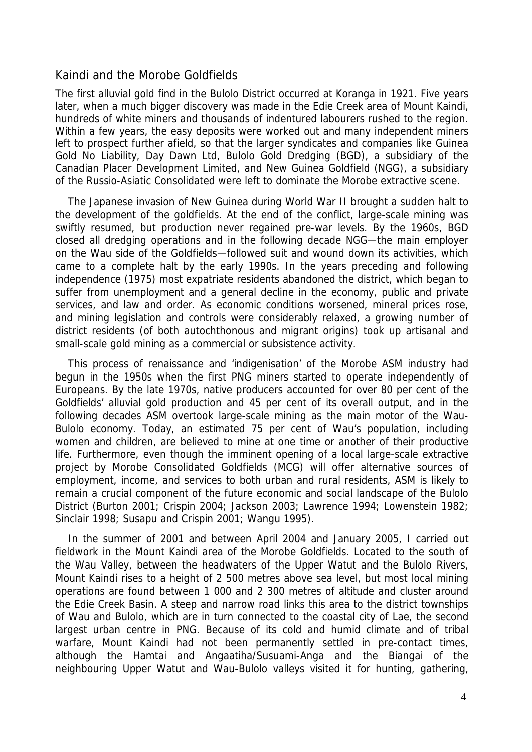## Kaindi and the Morobe Goldfields

The first alluvial gold find in the Bulolo District occurred at Koranga in 1921. Five years later, when a much bigger discovery was made in the Edie Creek area of Mount Kaindi, hundreds of white miners and thousands of indentured labourers rushed to the region. Within a few years, the easy deposits were worked out and many independent miners left to prospect further afield, so that the larger syndicates and companies like Guinea Gold No Liability, Day Dawn Ltd, Bulolo Gold Dredging (BGD), a subsidiary of the Canadian Placer Development Limited, and New Guinea Goldfield (NGG), a subsidiary of the Russio-Asiatic Consolidated were left to dominate the Morobe extractive scene.

The Japanese invasion of New Guinea during World War II brought a sudden halt to the development of the goldfields. At the end of the conflict, large-scale mining was swiftly resumed, but production never regained pre-war levels. By the 1960s, BGD closed all dredging operations and in the following decade NGG—the main employer on the Wau side of the Goldfields—followed suit and wound down its activities, which came to a complete halt by the early 1990s. In the years preceding and following independence (1975) most expatriate residents abandoned the district, which began to suffer from unemployment and a general decline in the economy, public and private services, and law and order. As economic conditions worsened, mineral prices rose, and mining legislation and controls were considerably relaxed, a growing number of district residents (of both autochthonous and migrant origins) took up artisanal and small-scale gold mining as a commercial or subsistence activity.

This process of renaissance and 'indigenisation' of the Morobe ASM industry had begun in the 1950s when the first PNG miners started to operate independently of Europeans. By the late 1970s, native producers accounted for over 80 per cent of the Goldfields' alluvial gold production and 45 per cent of its overall output, and in the following decades ASM overtook large-scale mining as the main motor of the Wau-Bulolo economy. Today, an estimated 75 per cent of Wau's population, including women and children, are believed to mine at one time or another of their productive life. Furthermore, even though the imminent opening of a local large-scale extractive project by Morobe Consolidated Goldfields (MCG) will offer alternative sources of employment, income, and services to both urban and rural residents, ASM is likely to remain a crucial component of the future economic and social landscape of the Bulolo District (Burton 2001; Crispin 2004; Jackson 2003; Lawrence 1994; Lowenstein 1982; Sinclair 1998; Susapu and Crispin 2001; Wangu 1995).

In the summer of 2001 and between April 2004 and January 2005, I carried out fieldwork in the Mount Kaindi area of the Morobe Goldfields. Located to the south of the Wau Valley, between the headwaters of the Upper Watut and the Bulolo Rivers, Mount Kaindi rises to a height of 2 500 metres above sea level, but most local mining operations are found between 1 000 and 2 300 metres of altitude and cluster around the Edie Creek Basin. A steep and narrow road links this area to the district townships of Wau and Bulolo, which are in turn connected to the coastal city of Lae, the second largest urban centre in PNG. Because of its cold and humid climate and of tribal warfare, Mount Kaindi had not been permanently settled in pre-contact times, although the Hamtai and Angaatiha/Susuami-Anga and the Biangai of the neighbouring Upper Watut and Wau-Bulolo valleys visited it for hunting, gathering,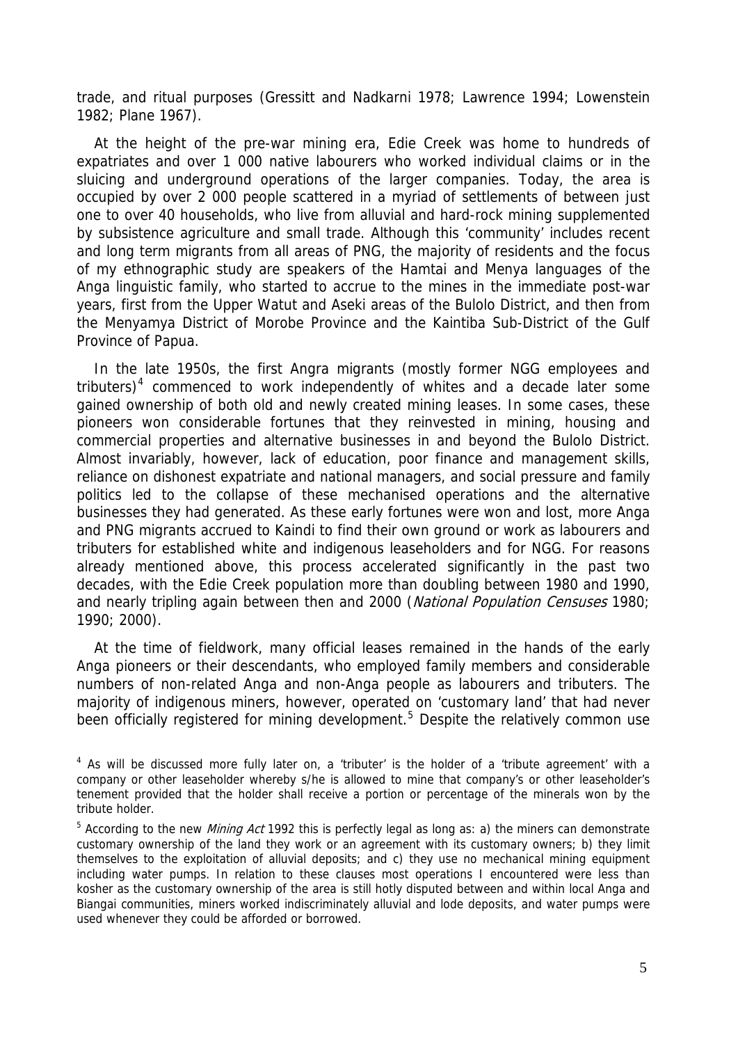trade, and ritual purposes (Gressitt and Nadkarni 1978; Lawrence 1994; Lowenstein 1982; Plane 1967).

At the height of the pre-war mining era, Edie Creek was home to hundreds of expatriates and over 1 000 native labourers who worked individual claims or in the sluicing and underground operations of the larger companies. Today, the area is occupied by over 2 000 people scattered in a myriad of settlements of between just one to over 40 households, who live from alluvial and hard-rock mining supplemented by subsistence agriculture and small trade. Although this 'community' includes recent and long term migrants from all areas of PNG, the majority of residents and the focus of my ethnographic study are speakers of the Hamtai and Menya languages of the Anga linguistic family, who started to accrue to the mines in the immediate post-war years, first from the Upper Watut and Aseki areas of the Bulolo District, and then from the Menyamya District of Morobe Province and the Kaintiba Sub-District of the Gulf Province of Papua.

In the late 1950s, the first Angra migrants (mostly former NGG employees and tributers)[4] commenced to work independently of whites and a decade later some gained ownership of both old and newly created mining leases. In some cases, these pioneers won considerable fortunes that they reinvested in mining, housing and commercial properties and alternative businesses in and beyond the Bulolo District. Almost invariably, however, lack of education, poor finance and management skills, reliance on dishonest expatriate and national managers, and social pressure and family politics led to the collapse of these mechanised operations and the alternative businesses they had generated. As these early fortunes were won and lost, more Anga and PNG migrants accrued to Kaindi to find their own ground or work as labourers and tributers for established white and indigenous leaseholders and for NGG. For reasons already mentioned above, this process accelerated significantly in the past two decades, with the Edie Creek population more than doubling between 1980 and 1990, and nearly tripling again between then and 2000 (*National Population Censuses* 1980; 1990; 2000).

At the time of fieldwork, many official leases remained in the hands of the early Anga pioneers or their descendants, who employed family members and considerable numbers of non-related Anga and non-Anga people as labourers and tributers. The majority of indigenous miners, however, operated on 'customary land' that had never been officially registered for mining development.[5] Despite the relatively common use

---

[4] As will be discussed more fully later on, a 'tributer' is the holder of a 'tribute agreement' with a company or other leaseholder whereby s/he is allowed to mine that company's or other leaseholder's tenement provided that the holder shall receive a portion or percentage of the minerals won by the tribute holder.

[5] According to the new *Mining Act* 1992 this is perfectly legal as long as: a) the miners can demonstrate customary ownership of the land they work or an agreement with its customary owners; b) they limit themselves to the exploitation of alluvial deposits; and c) they use no mechanical mining equipment including water pumps. In relation to these clauses most operations I encountered were less than kosher as the customary ownership of the area is still hotly disputed between and within local Anga and Biangai communities, miners worked indiscriminately alluvial and lode deposits, and water pumps were used whenever they could be afforded or borrowed.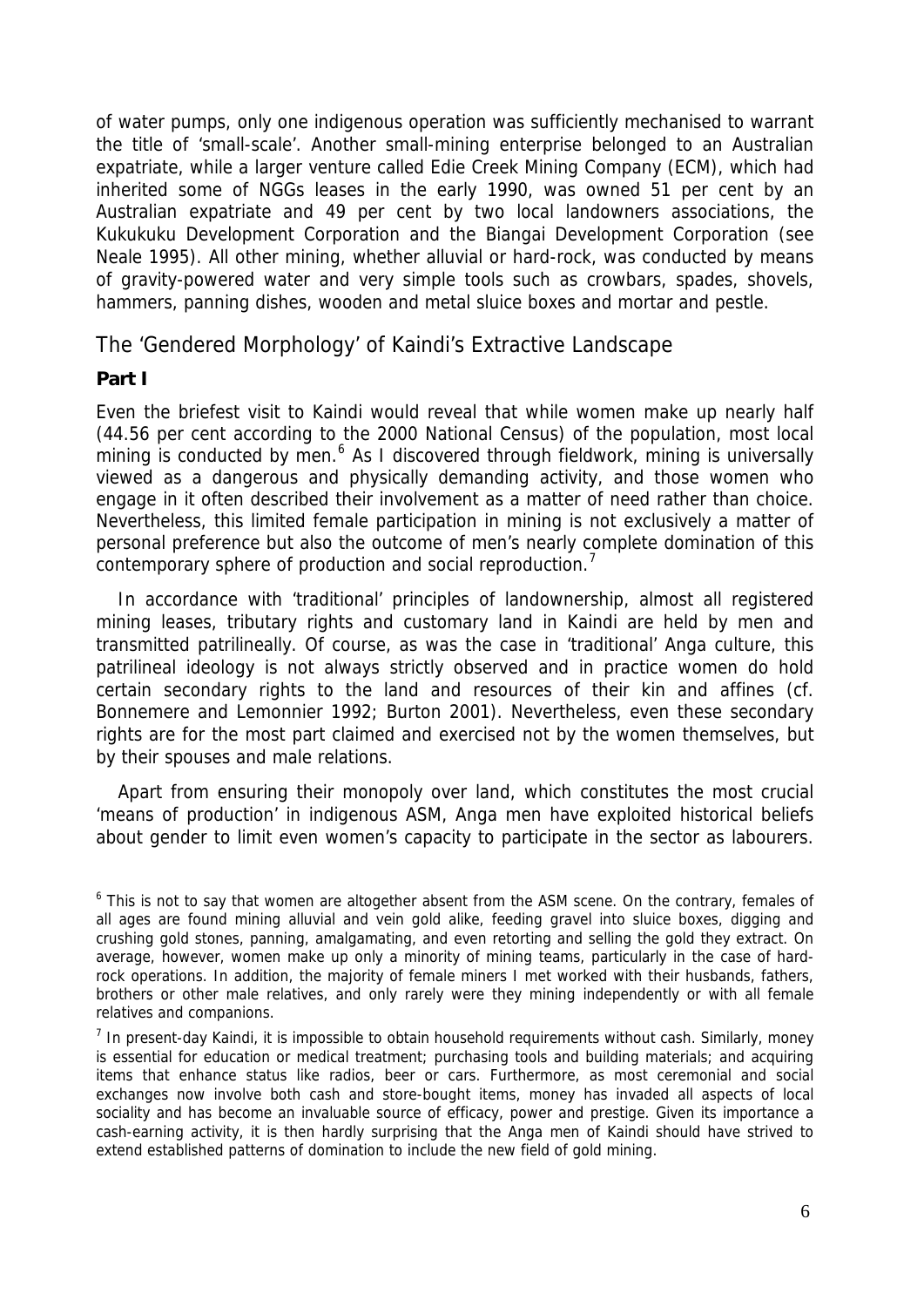of water pumps, only one indigenous operation was sufficiently mechanised to warrant the title of 'small-scale'. Another small-mining enterprise belonged to an Australian expatriate, while a larger venture called Edie Creek Mining Company (ECM), which had inherited some of NGGs leases in the early 1990, was owned 51 per cent by an Australian expatriate and 49 per cent by two local landowners associations, the Kukukuku Development Corporation and the Biangai Development Corporation (see Neale 1995). All other mining, whether alluvial or hard-rock, was conducted by means of gravity-powered water and very simple tools such as crowbars, spades, shovels, hammers, panning dishes, wooden and metal sluice boxes and mortar and pestle.

## The 'Gendered Morphology' of Kaindi's Extractive Landscape

### Part I

Even the briefest visit to Kaindi would reveal that while women make up nearly half (44.56 per cent according to the 2000 National Census) of the population, most local mining is conducted by men.[6] As I discovered through fieldwork, mining is universally viewed as a dangerous and physically demanding activity, and those women who engage in it often described their involvement as a matter of need rather than choice. Nevertheless, this limited female participation in mining is not exclusively a matter of personal preference but also the outcome of men's nearly complete domination of this contemporary sphere of production and social reproduction.[7]

In accordance with 'traditional' principles of landownership, almost all registered mining leases, tributary rights and customary land in Kaindi are held by men and transmitted patrilineally. Of course, as was the case in 'traditional' Anga culture, this patrilineal ideology is not always strictly observed and in practice women do hold certain secondary rights to the land and resources of their kin and affines (cf. Bonnemere and Lemonnier 1992; Burton 2001). Nevertheless, even these secondary rights are for the most part claimed and exercised not by the women themselves, but by their spouses and male relations.

Apart from ensuring their monopoly over land, which constitutes the most crucial 'means of production' in indigenous ASM, Anga men have exploited historical beliefs about gender to limit even women's capacity to participate in the sector as labourers.

[6] This is not to say that women are altogether absent from the ASM scene. On the contrary, females of all ages are found mining alluvial and vein gold alike, feeding gravel into sluice boxes, digging and crushing gold stones, panning, amalgamating, and even retorting and selling the gold they extract. On average, however, women make up only a minority of mining teams, particularly in the case of hard-rock operations. In addition, the majority of female miners I met worked with their husbands, fathers, brothers or other male relatives, and only rarely were they mining independently or with all female relatives and companions.

[7] In present-day Kaindi, it is impossible to obtain household requirements without cash. Similarly, money is essential for education or medical treatment; purchasing tools and building materials; and acquiring items that enhance status like radios, beer or cars. Furthermore, as most ceremonial and social exchanges now involve both cash and store-bought items, money has invaded all aspects of local sociality and has become an invaluable source of efficacy, power and prestige. Given its importance a cash-earning activity, it is then hardly surprising that the Anga men of Kaindi should have strived to extend established patterns of domination to include the new field of gold mining.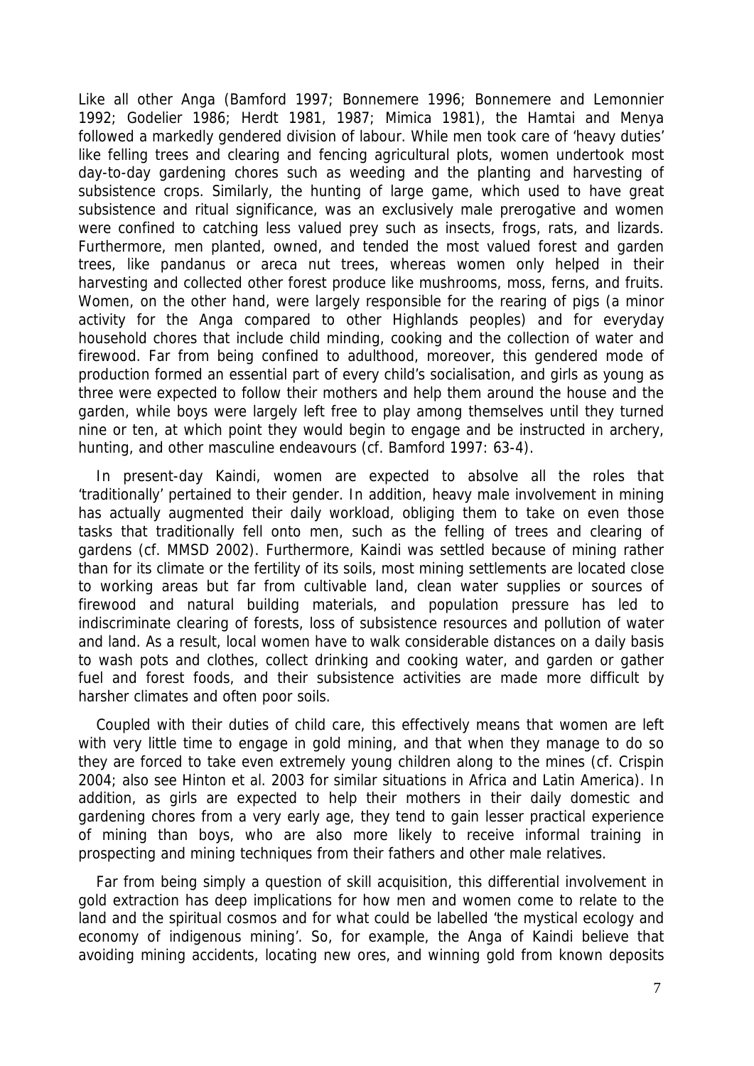Like all other Anga (Bamford 1997; Bonnemere 1996; Bonnemere and Lemonnier 1992; Godelier 1986; Herdt 1981, 1987; Mimica 1981), the Hamtai and Menya followed a markedly gendered division of labour. While men took care of 'heavy duties' like felling trees and clearing and fencing agricultural plots, women undertook most day-to-day gardening chores such as weeding and the planting and harvesting of subsistence crops. Similarly, the hunting of large game, which used to have great subsistence and ritual significance, was an exclusively male prerogative and women were confined to catching less valued prey such as insects, frogs, rats, and lizards. Furthermore, men planted, owned, and tended the most valued forest and garden trees, like pandanus or areca nut trees, whereas women only helped in their harvesting and collected other forest produce like mushrooms, moss, ferns, and fruits. Women, on the other hand, were largely responsible for the rearing of pigs (a minor activity for the Anga compared to other Highlands peoples) and for everyday household chores that include child minding, cooking and the collection of water and firewood. Far from being confined to adulthood, moreover, this gendered mode of production formed an essential part of every child's socialisation, and girls as young as three were expected to follow their mothers and help them around the house and the garden, while boys were largely left free to play among themselves until they turned nine or ten, at which point they would begin to engage and be instructed in archery, hunting, and other masculine endeavours (cf. Bamford 1997: 63-4).

In present-day Kaindi, women are expected to absolve all the roles that 'traditionally' pertained to their gender. In addition, heavy male involvement in mining has actually augmented their daily workload, obliging them to take on even those tasks that traditionally fell onto men, such as the felling of trees and clearing of gardens (cf. MMSD 2002). Furthermore, Kaindi was settled because of mining rather than for its climate or the fertility of its soils, most mining settlements are located close to working areas but far from cultivable land, clean water supplies or sources of firewood and natural building materials, and population pressure has led to indiscriminate clearing of forests, loss of subsistence resources and pollution of water and land. As a result, local women have to walk considerable distances on a daily basis to wash pots and clothes, collect drinking and cooking water, and garden or gather fuel and forest foods, and their subsistence activities are made more difficult by harsher climates and often poor soils.

Coupled with their duties of child care, this effectively means that women are left with very little time to engage in gold mining, and that when they manage to do so they are forced to take even extremely young children along to the mines (cf. Crispin 2004; also see Hinton et al. 2003 for similar situations in Africa and Latin America). In addition, as girls are expected to help their mothers in their daily domestic and gardening chores from a very early age, they tend to gain lesser practical experience of mining than boys, who are also more likely to receive informal training in prospecting and mining techniques from their fathers and other male relatives.

Far from being simply a question of skill acquisition, this differential involvement in gold extraction has deep implications for how men and women come to relate to the land and the spiritual cosmos and for what could be labelled 'the mystical ecology and economy of indigenous mining'. So, for example, the Anga of Kaindi believe that avoiding mining accidents, locating new ores, and winning gold from known deposits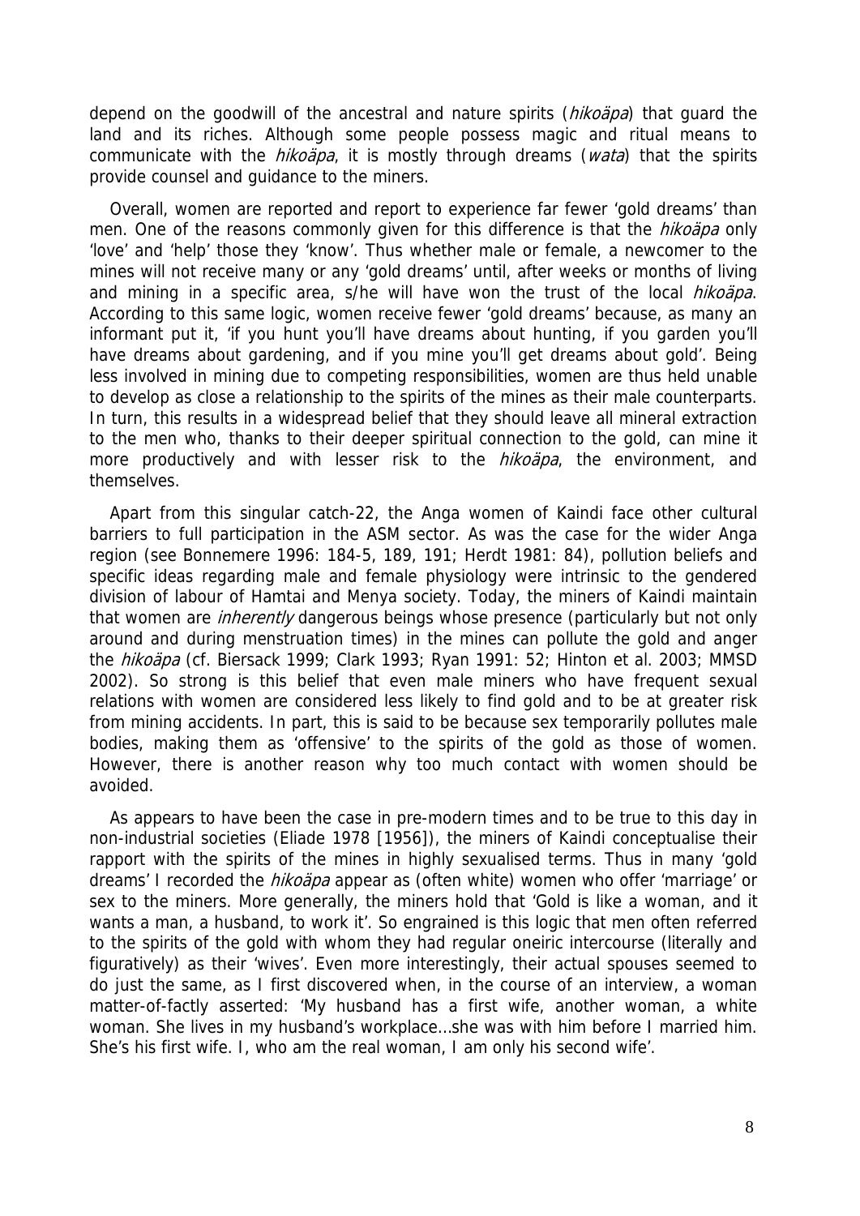depend on the goodwill of the ancestral and nature spirits (*hikoäpa*) that guard the land and its riches. Although some people possess magic and ritual means to communicate with the *hikoäpa*, it is mostly through dreams (*wata*) that the spirits provide counsel and guidance to the miners.

Overall, women are reported and report to experience far fewer 'gold dreams' than men. One of the reasons commonly given for this difference is that the *hikoäpa* only 'love' and 'help' those they 'know'. Thus whether male or female, a newcomer to the mines will not receive many or any 'gold dreams' until, after weeks or months of living and mining in a specific area, s/he will have won the trust of the local *hikoäpa*. According to this same logic, women receive fewer 'gold dreams' because, as many an informant put it, 'if you hunt you'll have dreams about hunting, if you garden you'll have dreams about gardening, and if you mine you'll get dreams about gold'. Being less involved in mining due to competing responsibilities, women are thus held unable to develop as close a relationship to the spirits of the mines as their male counterparts. In turn, this results in a widespread belief that they should leave all mineral extraction to the men who, thanks to their deeper spiritual connection to the gold, can mine it more productively and with lesser risk to the *hikoäpa*, the environment, and themselves.

Apart from this singular catch-22, the Anga women of Kaindi face other cultural barriers to full participation in the ASM sector. As was the case for the wider Anga region (see Bonnemere 1996: 184-5, 189, 191; Herdt 1981: 84), pollution beliefs and specific ideas regarding male and female physiology were intrinsic to the gendered division of labour of Hamtai and Menya society. Today, the miners of Kaindi maintain that women are *inherently* dangerous beings whose presence (particularly but not only around and during menstruation times) in the mines can pollute the gold and anger the *hikoäpa* (cf. Biersack 1999; Clark 1993; Ryan 1991: 52; Hinton et al. 2003; MMSD 2002). So strong is this belief that even male miners who have frequent sexual relations with women are considered less likely to find gold and to be at greater risk from mining accidents. In part, this is said to be because sex temporarily pollutes male bodies, making them as 'offensive' to the spirits of the gold as those of women. However, there is another reason why too much contact with women should be avoided.

As appears to have been the case in pre-modern times and to be true to this day in non-industrial societies (Eliade 1978 [1956]), the miners of Kaindi conceptualise their rapport with the spirits of the mines in highly sexualised terms. Thus in many 'gold dreams' I recorded the *hikoäpa* appear as (often white) women who offer 'marriage' or sex to the miners. More generally, the miners hold that 'Gold is like a woman, and it wants a man, a husband, to work it'. So engrained is this logic that men often referred to the spirits of the gold with whom they had regular oneiric intercourse (literally and figuratively) as their 'wives'. Even more interestingly, their actual spouses seemed to do just the same, as I first discovered when, in the course of an interview, a woman matter-of-factly asserted: 'My husband has a first wife, another woman, a white woman. She lives in my husband's workplace…she was with him before I married him. She's his first wife. I, who am the real woman, I am only his second wife'.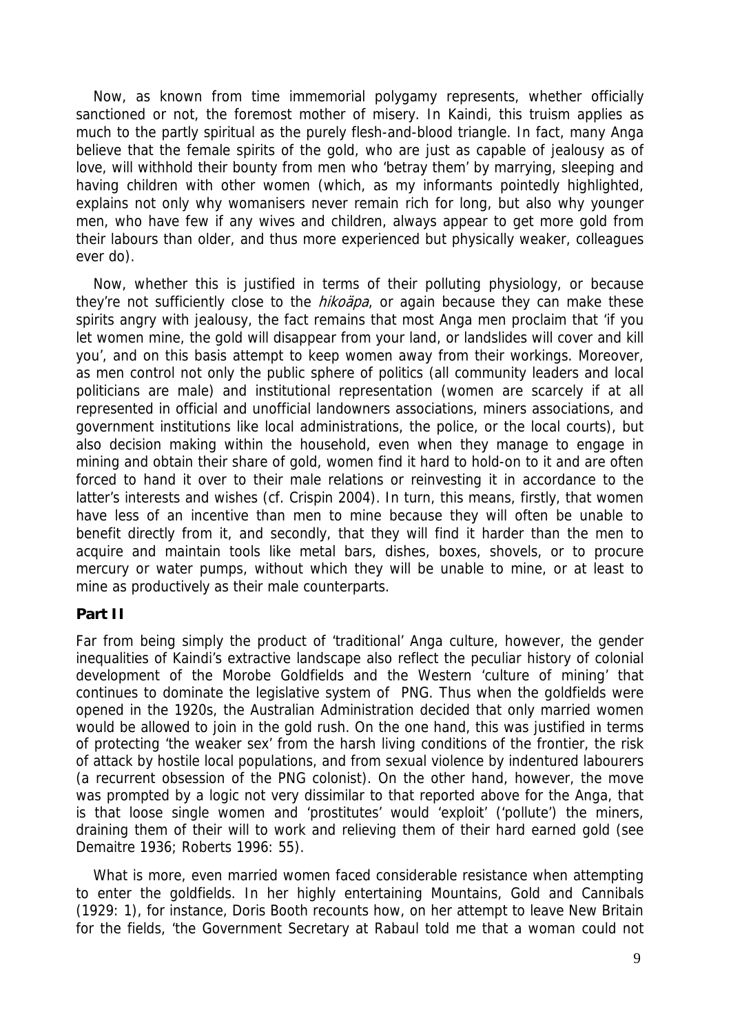Now, as known from time immemorial polygamy represents, whether officially sanctioned or not, the foremost mother of misery. In Kaindi, this truism applies as much to the partly spiritual as the purely flesh-and-blood triangle. In fact, many Anga believe that the female spirits of the gold, who are just as capable of jealousy as of love, will withhold their bounty from men who 'betray them' by marrying, sleeping and having children with other women (which, as my informants pointedly highlighted, explains not only why womanisers never remain rich for long, but also why younger men, who have few if any wives and children, always appear to get more gold from their labours than older, and thus more experienced but physically weaker, colleagues ever do).

Now, whether this is justified in terms of their polluting physiology, or because they're not sufficiently close to the *hikoäpa*, or again because they can make these spirits angry with jealousy, the fact remains that most Anga men proclaim that 'if you let women mine, the gold will disappear from your land, or landslides will cover and kill you', and on this basis attempt to keep women away from their workings. Moreover, as men control not only the public sphere of politics (all community leaders and local politicians are male) and institutional representation (women are scarcely if at all represented in official and unofficial landowners associations, miners associations, and government institutions like local administrations, the police, or the local courts), but also decision making within the household, even when they manage to engage in mining and obtain their share of gold, women find it hard to hold-on to it and are often forced to hand it over to their male relations or reinvesting it in accordance to the latter's interests and wishes (cf. Crispin 2004). In turn, this means, firstly, that women have less of an incentive than men to mine because they will often be unable to benefit directly from it, and secondly, that they will find it harder than the men to acquire and maintain tools like metal bars, dishes, boxes, shovels, or to procure mercury or water pumps, without which they will be unable to mine, or at least to mine as productively as their male counterparts.

**Part II**

Far from being simply the product of 'traditional' Anga culture, however, the gender inequalities of Kaindi's extractive landscape also reflect the peculiar history of colonial development of the Morobe Goldfields and the Western 'culture of mining' that continues to dominate the legislative system of PNG. Thus when the goldfields were opened in the 1920s, the Australian Administration decided that only married women would be allowed to join in the gold rush. On the one hand, this was justified in terms of protecting 'the weaker sex' from the harsh living conditions of the frontier, the risk of attack by hostile local populations, and from sexual violence by indentured labourers (a recurrent obsession of the PNG colonist). On the other hand, however, the move was prompted by a logic not very dissimilar to that reported above for the Anga, that is that loose single women and 'prostitutes' would 'exploit' ('pollute') the miners, draining them of their will to work and relieving them of their hard earned gold (see Demaitre 1936; Roberts 1996: 55).

What is more, even married women faced considerable resistance when attempting to enter the goldfields. In her highly entertaining Mountains, Gold and Cannibals (1929: 1), for instance, Doris Booth recounts how, on her attempt to leave New Britain for the fields, 'the Government Secretary at Rabaul told me that a woman could not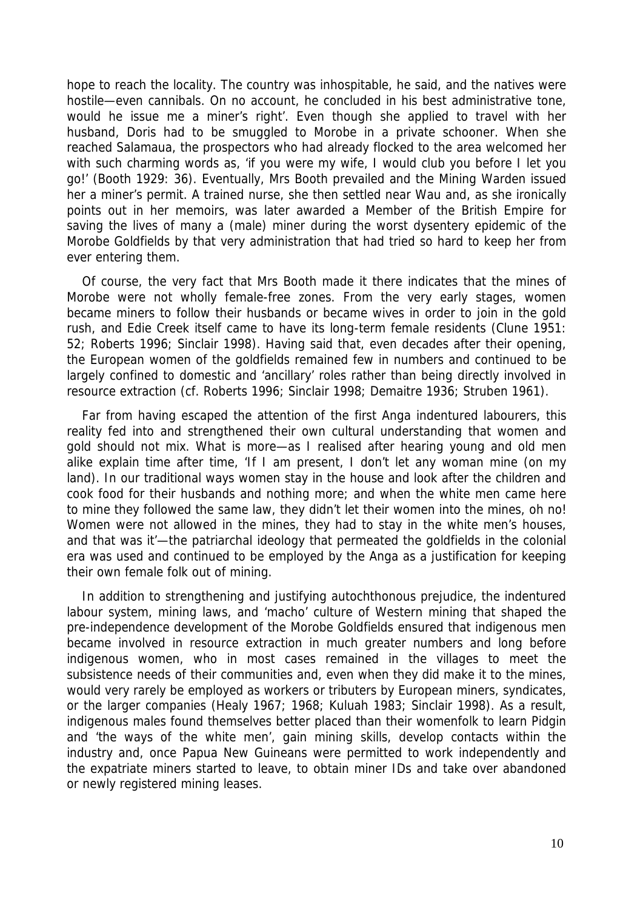hope to reach the locality. The country was inhospitable, he said, and the natives were hostile—even cannibals. On no account, he concluded in his best administrative tone, would he issue me a miner's right'. Even though she applied to travel with her husband, Doris had to be smuggled to Morobe in a private schooner. When she reached Salamaua, the prospectors who had already flocked to the area welcomed her with such charming words as, 'if you were my wife, I would club you before I let you go!' (Booth 1929: 36). Eventually, Mrs Booth prevailed and the Mining Warden issued her a miner's permit. A trained nurse, she then settled near Wau and, as she ironically points out in her memoirs, was later awarded a Member of the British Empire for saving the lives of many a (male) miner during the worst dysentery epidemic of the Morobe Goldfields by that very administration that had tried so hard to keep her from ever entering them.

Of course, the very fact that Mrs Booth made it there indicates that the mines of Morobe were not wholly female-free zones. From the very early stages, women became miners to follow their husbands or became wives in order to join in the gold rush, and Edie Creek itself came to have its long-term female residents (Clune 1951: 52; Roberts 1996; Sinclair 1998). Having said that, even decades after their opening, the European women of the goldfields remained few in numbers and continued to be largely confined to domestic and 'ancillary' roles rather than being directly involved in resource extraction (cf. Roberts 1996; Sinclair 1998; Demaitre 1936; Struben 1961).

Far from having escaped the attention of the first Anga indentured labourers, this reality fed into and strengthened their own cultural understanding that women and gold should not mix. What is more—as I realised after hearing young and old men alike explain time after time, 'If I am present, I don't let any woman mine (on my land). In our traditional ways women stay in the house and look after the children and cook food for their husbands and nothing more; and when the white men came here to mine they followed the same law, they didn't let their women into the mines, oh no! Women were not allowed in the mines, they had to stay in the white men's houses, and that was it'—the patriarchal ideology that permeated the goldfields in the colonial era was used and continued to be employed by the Anga as a justification for keeping their own female folk out of mining.

In addition to strengthening and justifying autochthonous prejudice, the indentured labour system, mining laws, and 'macho' culture of Western mining that shaped the pre-independence development of the Morobe Goldfields ensured that indigenous men became involved in resource extraction in much greater numbers and long before indigenous women, who in most cases remained in the villages to meet the subsistence needs of their communities and, even when they did make it to the mines, would very rarely be employed as workers or tributers by European miners, syndicates, or the larger companies (Healy 1967; 1968; Kuluah 1983; Sinclair 1998). As a result, indigenous males found themselves better placed than their womenfolk to learn Pidgin and 'the ways of the white men', gain mining skills, develop contacts within the industry and, once Papua New Guineans were permitted to work independently and the expatriate miners started to leave, to obtain miner IDs and take over abandoned or newly registered mining leases.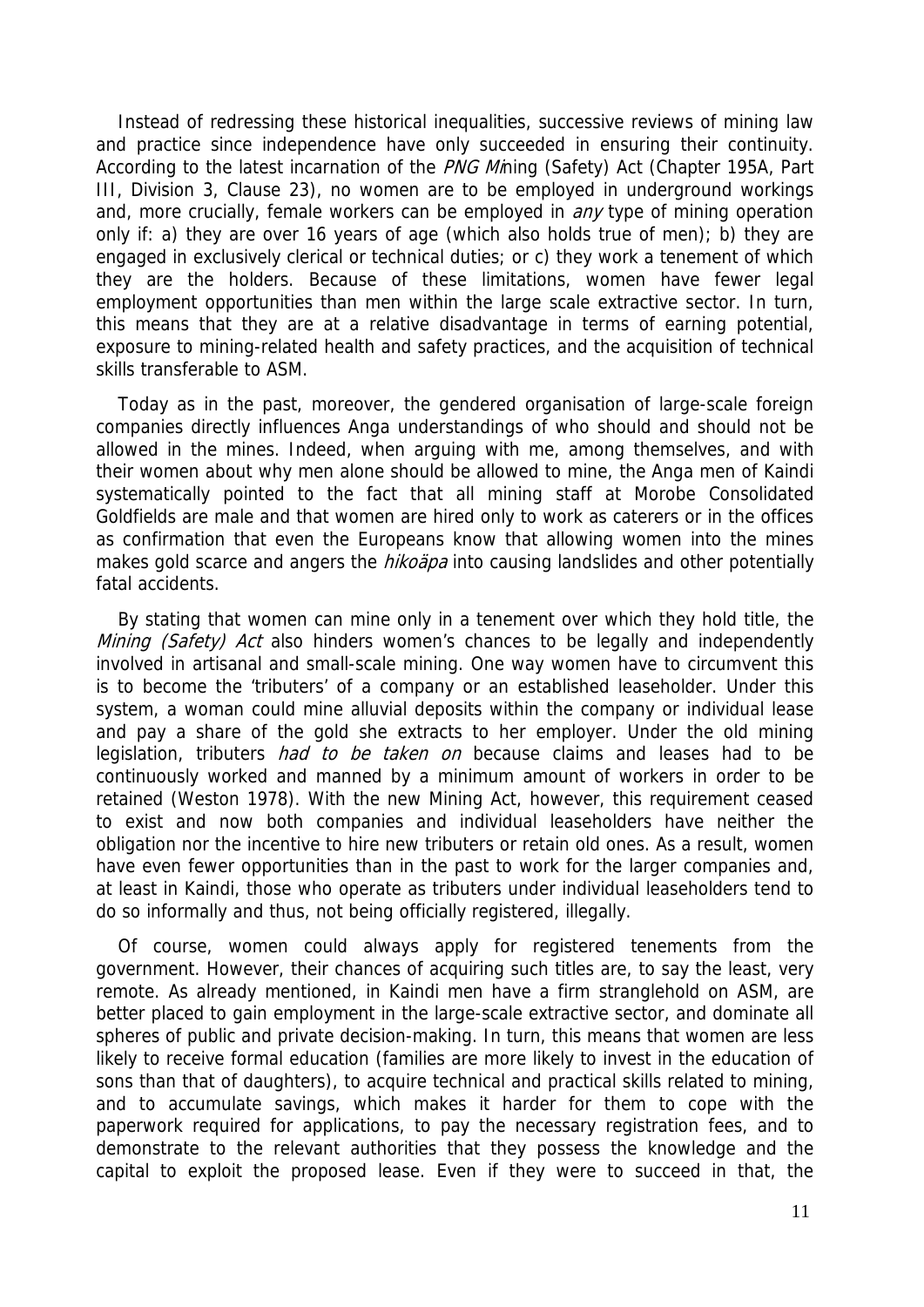Instead of redressing these historical inequalities, successive reviews of mining law and practice since independence have only succeeded in ensuring their continuity. According to the latest incarnation of the *PNG Mining* (Safety) Act (Chapter 195A, Part III, Division 3, Clause 23), no women are to be employed in underground workings and, more crucially, female workers can be employed in *any* type of mining operation only if: a) they are over 16 years of age (which also holds true of men); b) they are engaged in exclusively clerical or technical duties; or c) they work a tenement of which they are the holders. Because of these limitations, women have fewer legal employment opportunities than men within the large scale extractive sector. In turn, this means that they are at a relative disadvantage in terms of earning potential, exposure to mining-related health and safety practices, and the acquisition of technical skills transferable to ASM.

Today as in the past, moreover, the gendered organisation of large-scale foreign companies directly influences Anga understandings of who should and should not be allowed in the mines. Indeed, when arguing with me, among themselves, and with their women about why men alone should be allowed to mine, the Anga men of Kaindi systematically pointed to the fact that all mining staff at Morobe Consolidated Goldfields are male and that women are hired only to work as caterers or in the offices as confirmation that even the Europeans know that allowing women into the mines makes gold scarce and angers the *hikoäpa* into causing landslides and other potentially fatal accidents.

By stating that women can mine only in a tenement over which they hold title, the *Mining (Safety) Act* also hinders women's chances to be legally and independently involved in artisanal and small-scale mining. One way women have to circumvent this is to become the 'tributers' of a company or an established leaseholder. Under this system, a woman could mine alluvial deposits within the company or individual lease and pay a share of the gold she extracts to her employer. Under the old mining legislation, tributers *had to be taken on* because claims and leases had to be continuously worked and manned by a minimum amount of workers in order to be retained (Weston 1978). With the new Mining Act, however, this requirement ceased to exist and now both companies and individual leaseholders have neither the obligation nor the incentive to hire new tributers or retain old ones. As a result, women have even fewer opportunities than in the past to work for the larger companies and, at least in Kaindi, those who operate as tributers under individual leaseholders tend to do so informally and thus, not being officially registered, illegally.

Of course, women could always apply for registered tenements from the government. However, their chances of acquiring such titles are, to say the least, very remote. As already mentioned, in Kaindi men have a firm stranglehold on ASM, are better placed to gain employment in the large-scale extractive sector, and dominate all spheres of public and private decision-making. In turn, this means that women are less likely to receive formal education (families are more likely to invest in the education of sons than that of daughters), to acquire technical and practical skills related to mining, and to accumulate savings, which makes it harder for them to cope with the paperwork required for applications, to pay the necessary registration fees, and to demonstrate to the relevant authorities that they possess the knowledge and the capital to exploit the proposed lease. Even if they were to succeed in that, the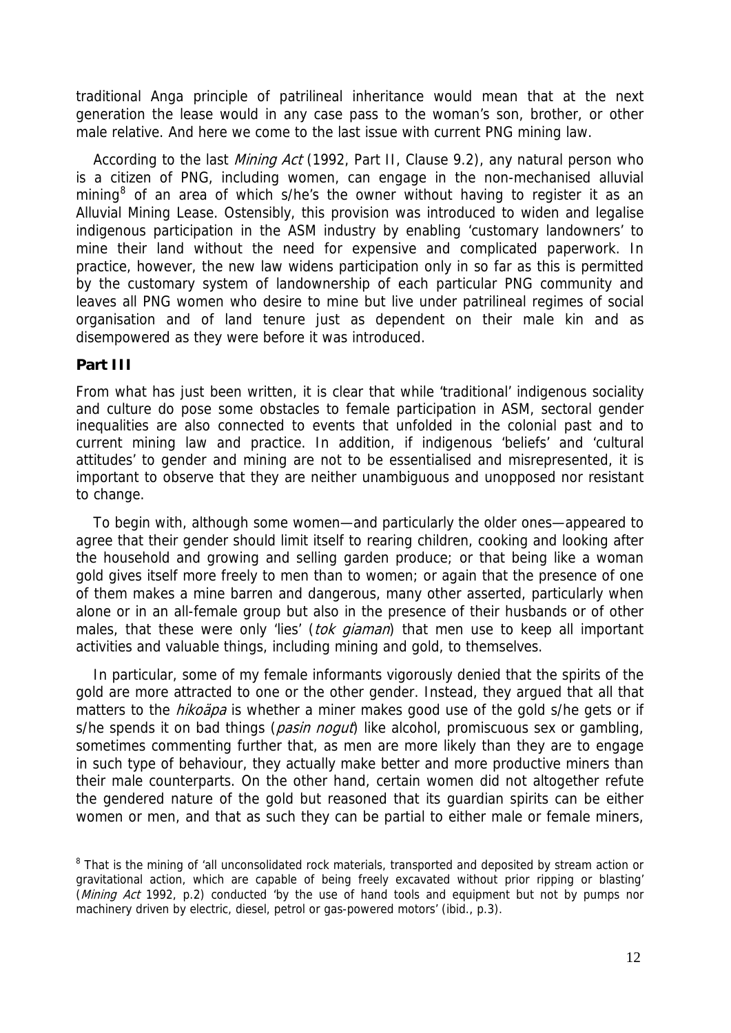traditional Anga principle of patrilineal inheritance would mean that at the next generation the lease would in any case pass to the woman's son, brother, or other male relative. And here we come to the last issue with current PNG mining law.

According to the last *Mining Act* (1992, Part II, Clause 9.2), any natural person who is a citizen of PNG, including women, can engage in the non-mechanised alluvial mining[8] of an area of which s/he's the owner without having to register it as an Alluvial Mining Lease. Ostensibly, this provision was introduced to widen and legalise indigenous participation in the ASM industry by enabling 'customary landowners' to mine their land without the need for expensive and complicated paperwork. In practice, however, the new law widens participation only in so far as this is permitted by the customary system of landownership of each particular PNG community and leaves all PNG women who desire to mine but live under patrilineal regimes of social organisation and of land tenure just as dependent on their male kin and as disempowered as they were before it was introduced.

**Part III**

From what has just been written, it is clear that while 'traditional' indigenous sociality and culture do pose some obstacles to female participation in ASM, sectoral gender inequalities are also connected to events that unfolded in the colonial past and to current mining law and practice. In addition, if indigenous 'beliefs' and 'cultural attitudes' to gender and mining are not to be essentialised and misrepresented, it is important to observe that they are neither unambiguous and unopposed nor resistant to change.

To begin with, although some women—and particularly the older ones—appeared to agree that their gender should limit itself to rearing children, cooking and looking after the household and growing and selling garden produce; or that being like a woman gold gives itself more freely to men than to women; or again that the presence of one of them makes a mine barren and dangerous, many other asserted, particularly when alone or in an all-female group but also in the presence of their husbands or of other males, that these were only 'lies' (*tok giaman*) that men use to keep all important activities and valuable things, including mining and gold, to themselves.

In particular, some of my female informants vigorously denied that the spirits of the gold are more attracted to one or the other gender. Instead, they argued that all that matters to the *hikoäpa* is whether a miner makes good use of the gold s/he gets or if s/he spends it on bad things (*pasin nogut*) like alcohol, promiscuous sex or gambling, sometimes commenting further that, as men are more likely than they are to engage in such type of behaviour, they actually make better and more productive miners than their male counterparts. On the other hand, certain women did not altogether refute the gendered nature of the gold but reasoned that its guardian spirits can be either women or men, and that as such they can be partial to either male or female miners,

[8] That is the mining of 'all unconsolidated rock materials, transported and deposited by stream action or gravitational action, which are capable of being freely excavated without prior ripping or blasting' (*Mining Act* 1992, p.2) conducted 'by the use of hand tools and equipment but not by pumps nor machinery driven by electric, diesel, petrol or gas-powered motors' (ibid., p.3).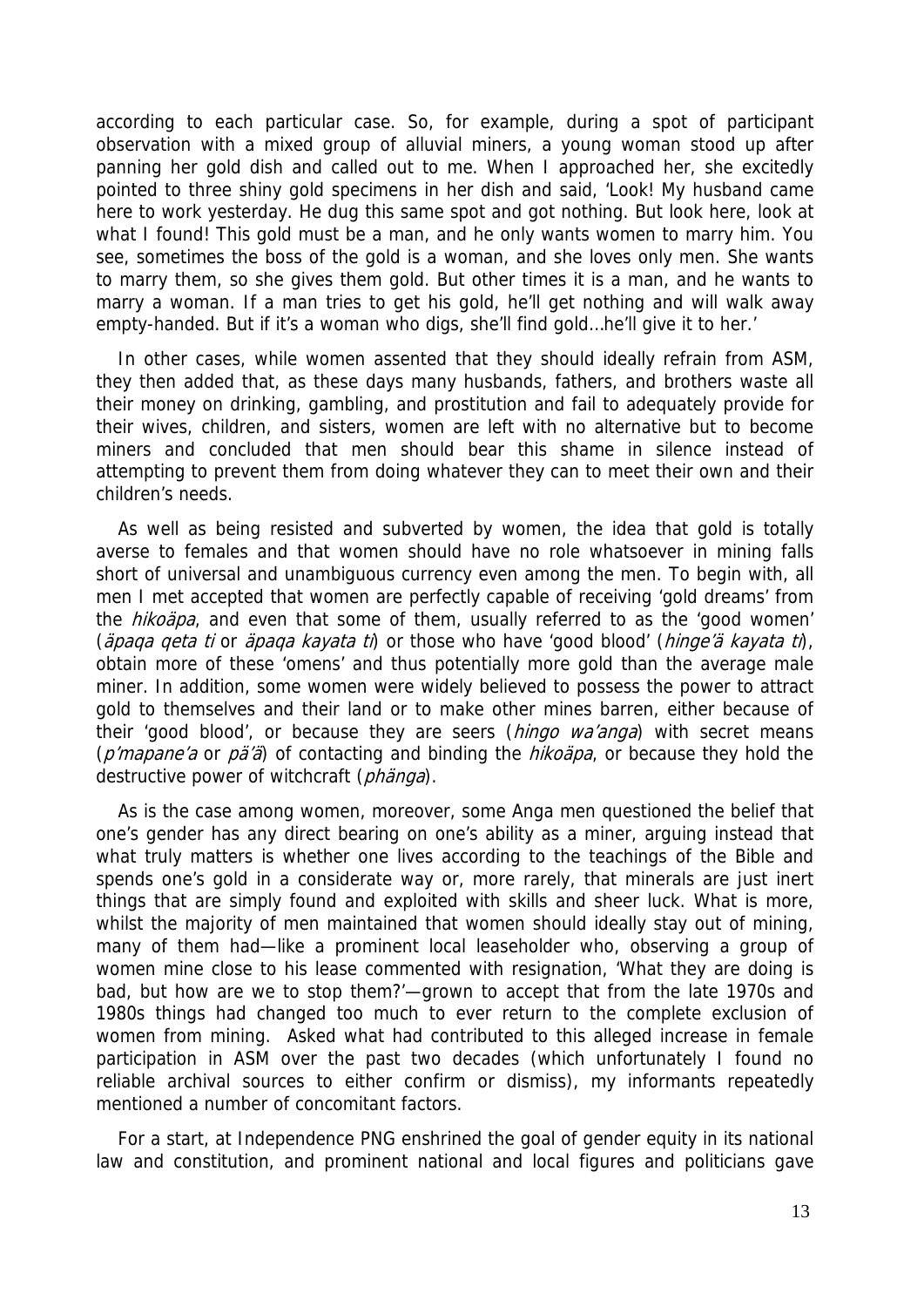according to each particular case. So, for example, during a spot of participant observation with a mixed group of alluvial miners, a young woman stood up after panning her gold dish and called out to me. When I approached her, she excitedly pointed to three shiny gold specimens in her dish and said, 'Look! My husband came here to work yesterday. He dug this same spot and got nothing. But look here, look at what I found! This gold must be a man, and he only wants women to marry him. You see, sometimes the boss of the gold is a woman, and she loves only men. She wants to marry them, so she gives them gold. But other times it is a man, and he wants to marry a woman. If a man tries to get his gold, he'll get nothing and will walk away empty-handed. But if it's a woman who digs, she'll find gold…he'll give it to her.'

In other cases, while women assented that they should ideally refrain from ASM, they then added that, as these days many husbands, fathers, and brothers waste all their money on drinking, gambling, and prostitution and fail to adequately provide for their wives, children, and sisters, women are left with no alternative but to become miners and concluded that men should bear this shame in silence instead of attempting to prevent them from doing whatever they can to meet their own and their children's needs.

As well as being resisted and subverted by women, the idea that gold is totally averse to females and that women should have no role whatsoever in mining falls short of universal and unambiguous currency even among the men. To begin with, all men I met accepted that women are perfectly capable of receiving 'gold dreams' from the *hikoäpa*, and even that some of them, usually referred to as the 'good women' (*äpaqa qeta ti* or *äpaqa kayata ti*) or those who have 'good blood' (*hinge'ä kayata ti*), obtain more of these 'omens' and thus potentially more gold than the average male miner. In addition, some women were widely believed to possess the power to attract gold to themselves and their land or to make other mines barren, either because of their 'good blood', or because they are seers (*hingo wa'anga*) with secret means (*p'mapane'a* or *pä'ä*) of contacting and binding the *hikoäpa*, or because they hold the destructive power of witchcraft (*phänga*).

As is the case among women, moreover, some Anga men questioned the belief that one's gender has any direct bearing on one's ability as a miner, arguing instead that what truly matters is whether one lives according to the teachings of the Bible and spends one's gold in a considerate way or, more rarely, that minerals are just inert things that are simply found and exploited with skills and sheer luck. What is more, whilst the majority of men maintained that women should ideally stay out of mining, many of them had—like a prominent local leaseholder who, observing a group of women mine close to his lease commented with resignation, 'What they are doing is bad, but how are we to stop them?'—grown to accept that from the late 1970s and 1980s things had changed too much to ever return to the complete exclusion of women from mining. Asked what had contributed to this alleged increase in female participation in ASM over the past two decades (which unfortunately I found no reliable archival sources to either confirm or dismiss), my informants repeatedly mentioned a number of concomitant factors.

For a start, at Independence PNG enshrined the goal of gender equity in its national law and constitution, and prominent national and local figures and politicians gave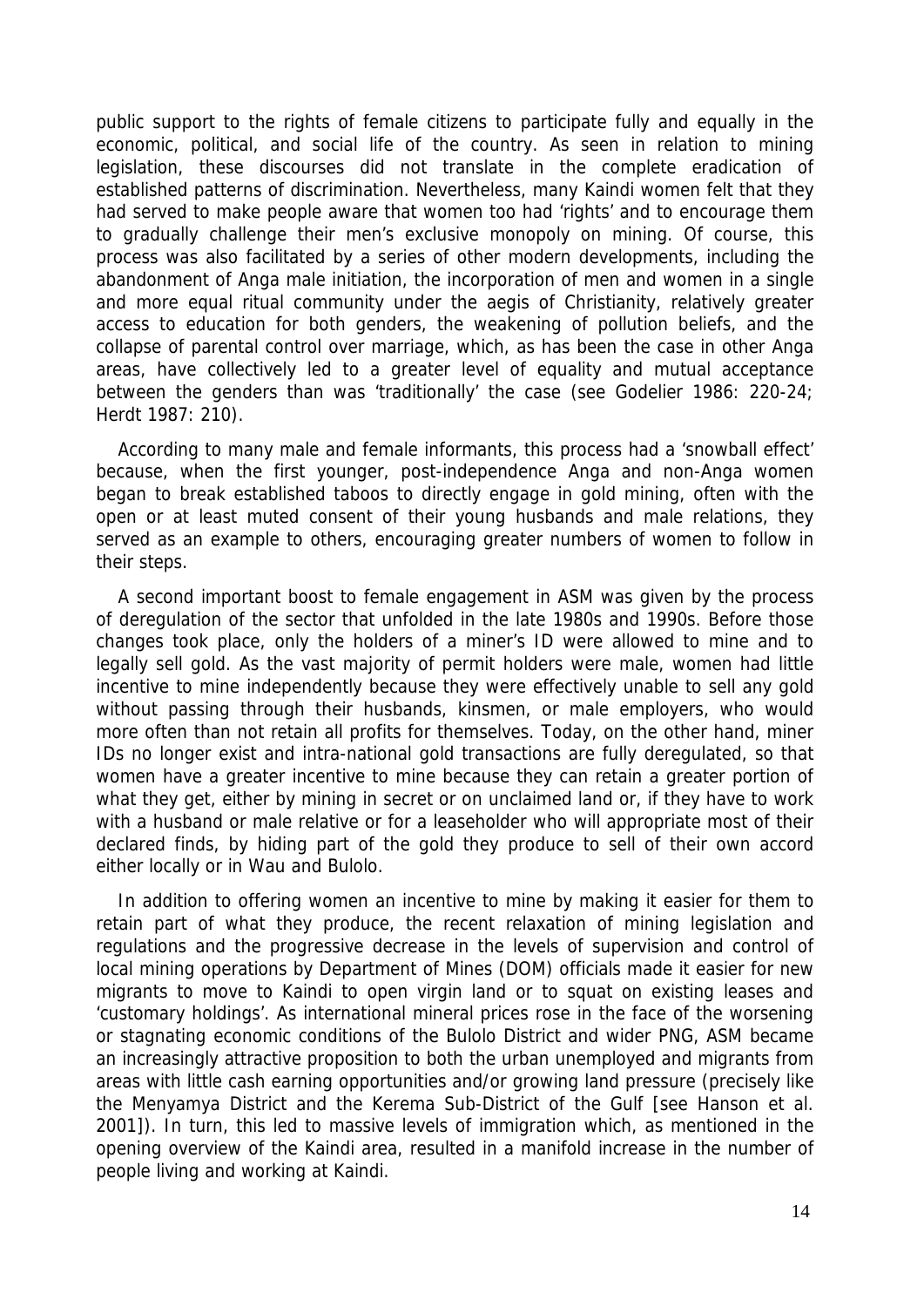public support to the rights of female citizens to participate fully and equally in the economic, political, and social life of the country. As seen in relation to mining legislation, these discourses did not translate in the complete eradication of established patterns of discrimination. Nevertheless, many Kaindi women felt that they had served to make people aware that women too had 'rights' and to encourage them to gradually challenge their men's exclusive monopoly on mining. Of course, this process was also facilitated by a series of other modern developments, including the abandonment of Anga male initiation, the incorporation of men and women in a single and more equal ritual community under the aegis of Christianity, relatively greater access to education for both genders, the weakening of pollution beliefs, and the collapse of parental control over marriage, which, as has been the case in other Anga areas, have collectively led to a greater level of equality and mutual acceptance between the genders than was 'traditionally' the case (see Godelier 1986: 220-24; Herdt 1987: 210).

According to many male and female informants, this process had a 'snowball effect' because, when the first younger, post-independence Anga and non-Anga women began to break established taboos to directly engage in gold mining, often with the open or at least muted consent of their young husbands and male relations, they served as an example to others, encouraging greater numbers of women to follow in their steps.

A second important boost to female engagement in ASM was given by the process of deregulation of the sector that unfolded in the late 1980s and 1990s. Before those changes took place, only the holders of a miner's ID were allowed to mine and to legally sell gold. As the vast majority of permit holders were male, women had little incentive to mine independently because they were effectively unable to sell any gold without passing through their husbands, kinsmen, or male employers, who would more often than not retain all profits for themselves. Today, on the other hand, miner IDs no longer exist and intra-national gold transactions are fully deregulated, so that women have a greater incentive to mine because they can retain a greater portion of what they get, either by mining in secret or on unclaimed land or, if they have to work with a husband or male relative or for a leaseholder who will appropriate most of their declared finds, by hiding part of the gold they produce to sell of their own accord either locally or in Wau and Bulolo.

In addition to offering women an incentive to mine by making it easier for them to retain part of what they produce, the recent relaxation of mining legislation and regulations and the progressive decrease in the levels of supervision and control of local mining operations by Department of Mines (DOM) officials made it easier for new migrants to move to Kaindi to open virgin land or to squat on existing leases and 'customary holdings'. As international mineral prices rose in the face of the worsening or stagnating economic conditions of the Bulolo District and wider PNG, ASM became an increasingly attractive proposition to both the urban unemployed and migrants from areas with little cash earning opportunities and/or growing land pressure (precisely like the Menyamya District and the Kerema Sub-District of the Gulf [see Hanson et al. 2001]). In turn, this led to massive levels of immigration which, as mentioned in the opening overview of the Kaindi area, resulted in a manifold increase in the number of people living and working at Kaindi.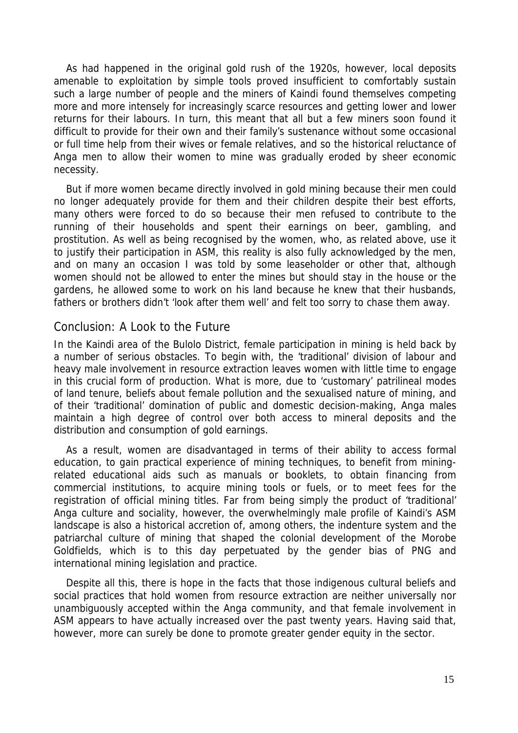As had happened in the original gold rush of the 1920s, however, local deposits amenable to exploitation by simple tools proved insufficient to comfortably sustain such a large number of people and the miners of Kaindi found themselves competing more and more intensely for increasingly scarce resources and getting lower and lower returns for their labours. In turn, this meant that all but a few miners soon found it difficult to provide for their own and their family's sustenance without some occasional or full time help from their wives or female relatives, and so the historical reluctance of Anga men to allow their women to mine was gradually eroded by sheer economic necessity.

But if more women became directly involved in gold mining because their men could no longer adequately provide for them and their children despite their best efforts, many others were forced to do so because their men refused to contribute to the running of their households and spent their earnings on beer, gambling, and prostitution. As well as being recognised by the women, who, as related above, use it to justify their participation in ASM, this reality is also fully acknowledged by the men, and on many an occasion I was told by some leaseholder or other that, although women should not be allowed to enter the mines but should stay in the house or the gardens, he allowed some to work on his land because he knew that their husbands, fathers or brothers didn't 'look after them well' and felt too sorry to chase them away.

## Conclusion: A Look to the Future

In the Kaindi area of the Bulolo District, female participation in mining is held back by a number of serious obstacles. To begin with, the 'traditional' division of labour and heavy male involvement in resource extraction leaves women with little time to engage in this crucial form of production. What is more, due to 'customary' patrilineal modes of land tenure, beliefs about female pollution and the sexualised nature of mining, and of their 'traditional' domination of public and domestic decision-making, Anga males maintain a high degree of control over both access to mineral deposits and the distribution and consumption of gold earnings.

As a result, women are disadvantaged in terms of their ability to access formal education, to gain practical experience of mining techniques, to benefit from mining-related educational aids such as manuals or booklets, to obtain financing from commercial institutions, to acquire mining tools or fuels, or to meet fees for the registration of official mining titles. Far from being simply the product of 'traditional' Anga culture and sociality, however, the overwhelmingly male profile of Kaindi's ASM landscape is also a historical accretion of, among others, the indenture system and the patriarchal culture of mining that shaped the colonial development of the Morobe Goldfields, which is to this day perpetuated by the gender bias of PNG and international mining legislation and practice.

Despite all this, there is hope in the facts that those indigenous cultural beliefs and social practices that hold women from resource extraction are neither universally nor unambiguously accepted within the Anga community, and that female involvement in ASM appears to have actually increased over the past twenty years. Having said that, however, more can surely be done to promote greater gender equity in the sector.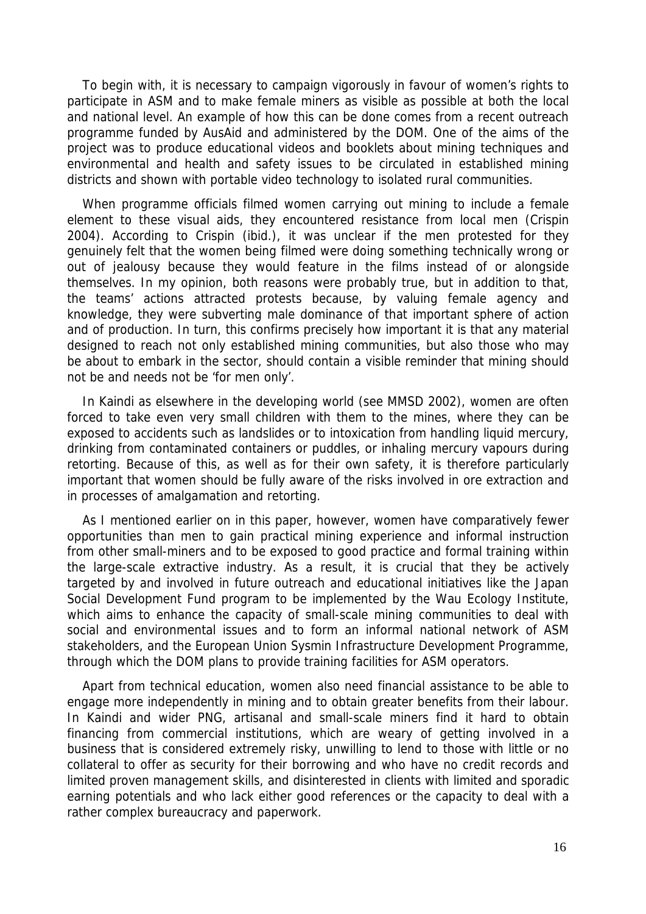To begin with, it is necessary to campaign vigorously in favour of women's rights to participate in ASM and to make female miners as visible as possible at both the local and national level. An example of how this can be done comes from a recent outreach programme funded by AusAid and administered by the DOM. One of the aims of the project was to produce educational videos and booklets about mining techniques and environmental and health and safety issues to be circulated in established mining districts and shown with portable video technology to isolated rural communities.

When programme officials filmed women carrying out mining to include a female element to these visual aids, they encountered resistance from local men (Crispin 2004). According to Crispin (ibid.), it was unclear if the men protested for they genuinely felt that the women being filmed were doing something technically wrong or out of jealousy because they would feature in the films instead of or alongside themselves. In my opinion, both reasons were probably true, but in addition to that, the teams' actions attracted protests because, by valuing female agency and knowledge, they were subverting male dominance of that important sphere of action and of production. In turn, this confirms precisely how important it is that any material designed to reach not only established mining communities, but also those who may be about to embark in the sector, should contain a visible reminder that mining should not be and needs not be 'for men only'.

In Kaindi as elsewhere in the developing world (see MMSD 2002), women are often forced to take even very small children with them to the mines, where they can be exposed to accidents such as landslides or to intoxication from handling liquid mercury, drinking from contaminated containers or puddles, or inhaling mercury vapours during retorting. Because of this, as well as for their own safety, it is therefore particularly important that women should be fully aware of the risks involved in ore extraction and in processes of amalgamation and retorting.

As I mentioned earlier on in this paper, however, women have comparatively fewer opportunities than men to gain practical mining experience and informal instruction from other small-miners and to be exposed to good practice and formal training within the large-scale extractive industry. As a result, it is crucial that they be actively targeted by and involved in future outreach and educational initiatives like the Japan Social Development Fund program to be implemented by the Wau Ecology Institute, which aims to enhance the capacity of small-scale mining communities to deal with social and environmental issues and to form an informal national network of ASM stakeholders, and the European Union Sysmin Infrastructure Development Programme, through which the DOM plans to provide training facilities for ASM operators.

Apart from technical education, women also need financial assistance to be able to engage more independently in mining and to obtain greater benefits from their labour. In Kaindi and wider PNG, artisanal and small-scale miners find it hard to obtain financing from commercial institutions, which are weary of getting involved in a business that is considered extremely risky, unwilling to lend to those with little or no collateral to offer as security for their borrowing and who have no credit records and limited proven management skills, and disinterested in clients with limited and sporadic earning potentials and who lack either good references or the capacity to deal with a rather complex bureaucracy and paperwork.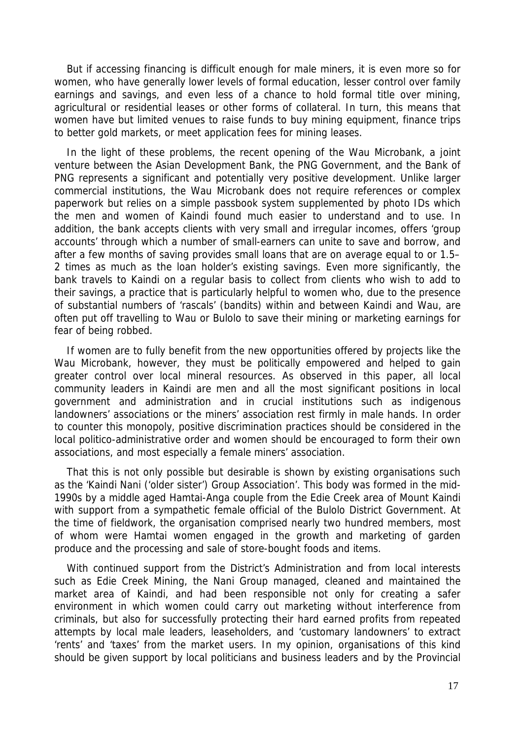But if accessing financing is difficult enough for male miners, it is even more so for women, who have generally lower levels of formal education, lesser control over family earnings and savings, and even less of a chance to hold formal title over mining, agricultural or residential leases or other forms of collateral. In turn, this means that women have but limited venues to raise funds to buy mining equipment, finance trips to better gold markets, or meet application fees for mining leases.

In the light of these problems, the recent opening of the Wau Microbank, a joint venture between the Asian Development Bank, the PNG Government, and the Bank of PNG represents a significant and potentially very positive development. Unlike larger commercial institutions, the Wau Microbank does not require references or complex paperwork but relies on a simple passbook system supplemented by photo IDs which the men and women of Kaindi found much easier to understand and to use. In addition, the bank accepts clients with very small and irregular incomes, offers 'group accounts' through which a number of small-earners can unite to save and borrow, and after a few months of saving provides small loans that are on average equal to or 1.5–2 times as much as the loan holder's existing savings. Even more significantly, the bank travels to Kaindi on a regular basis to collect from clients who wish to add to their savings, a practice that is particularly helpful to women who, due to the presence of substantial numbers of 'rascals' (bandits) within and between Kaindi and Wau, are often put off travelling to Wau or Bulolo to save their mining or marketing earnings for fear of being robbed.

If women are to fully benefit from the new opportunities offered by projects like the Wau Microbank, however, they must be politically empowered and helped to gain greater control over local mineral resources. As observed in this paper, all local community leaders in Kaindi are men and all the most significant positions in local government and administration and in crucial institutions such as indigenous landowners' associations or the miners' association rest firmly in male hands. In order to counter this monopoly, positive discrimination practices should be considered in the local politico-administrative order and women should be encouraged to form their own associations, and most especially a female miners' association.

That this is not only possible but desirable is shown by existing organisations such as the 'Kaindi Nani ('older sister') Group Association'. This body was formed in the mid-1990s by a middle aged Hamtai-Anga couple from the Edie Creek area of Mount Kaindi with support from a sympathetic female official of the Bulolo District Government. At the time of fieldwork, the organisation comprised nearly two hundred members, most of whom were Hamtai women engaged in the growth and marketing of garden produce and the processing and sale of store-bought foods and items.

With continued support from the District's Administration and from local interests such as Edie Creek Mining, the Nani Group managed, cleaned and maintained the market area of Kaindi, and had been responsible not only for creating a safer environment in which women could carry out marketing without interference from criminals, but also for successfully protecting their hard earned profits from repeated attempts by local male leaders, leaseholders, and 'customary landowners' to extract 'rents' and 'taxes' from the market users. In my opinion, organisations of this kind should be given support by local politicians and business leaders and by the Provincial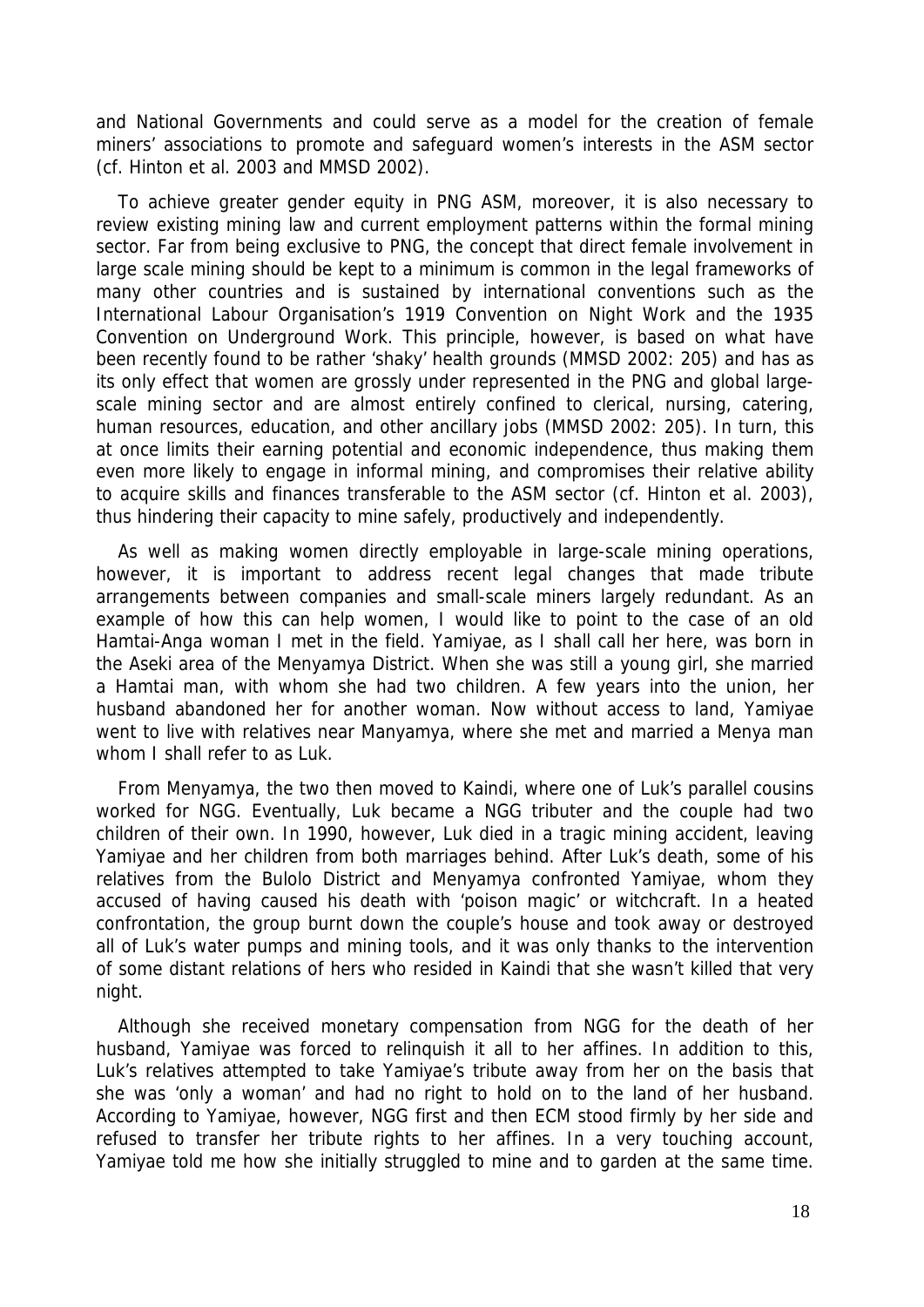and National Governments and could serve as a model for the creation of female miners' associations to promote and safeguard women's interests in the ASM sector (cf. Hinton et al. 2003 and MMSD 2002).

To achieve greater gender equity in PNG ASM, moreover, it is also necessary to review existing mining law and current employment patterns within the formal mining sector. Far from being exclusive to PNG, the concept that direct female involvement in large scale mining should be kept to a minimum is common in the legal frameworks of many other countries and is sustained by international conventions such as the International Labour Organisation's 1919 Convention on Night Work and the 1935 Convention on Underground Work. This principle, however, is based on what have been recently found to be rather 'shaky' health grounds (MMSD 2002: 205) and has as its only effect that women are grossly under represented in the PNG and global large-scale mining sector and are almost entirely confined to clerical, nursing, catering, human resources, education, and other ancillary jobs (MMSD 2002: 205). In turn, this at once limits their earning potential and economic independence, thus making them even more likely to engage in informal mining, and compromises their relative ability to acquire skills and finances transferable to the ASM sector (cf. Hinton et al. 2003), thus hindering their capacity to mine safely, productively and independently.

As well as making women directly employable in large-scale mining operations, however, it is important to address recent legal changes that made tribute arrangements between companies and small-scale miners largely redundant. As an example of how this can help women, I would like to point to the case of an old Hamtai-Anga woman I met in the field. Yamiyae, as I shall call her here, was born in the Aseki area of the Menyamya District. When she was still a young girl, she married a Hamtai man, with whom she had two children. A few years into the union, her husband abandoned her for another woman. Now without access to land, Yamiyae went to live with relatives near Manyamya, where she met and married a Menya man whom I shall refer to as Luk.

From Menyamya, the two then moved to Kaindi, where one of Luk's parallel cousins worked for NGG. Eventually, Luk became a NGG tributer and the couple had two children of their own. In 1990, however, Luk died in a tragic mining accident, leaving Yamiyae and her children from both marriages behind. After Luk's death, some of his relatives from the Bulolo District and Menyamya confronted Yamiyae, whom they accused of having caused his death with 'poison magic' or witchcraft. In a heated confrontation, the group burnt down the couple's house and took away or destroyed all of Luk's water pumps and mining tools, and it was only thanks to the intervention of some distant relations of hers who resided in Kaindi that she wasn't killed that very night.

Although she received monetary compensation from NGG for the death of her husband, Yamiyae was forced to relinquish it all to her affines. In addition to this, Luk's relatives attempted to take Yamiyae's tribute away from her on the basis that she was 'only a woman' and had no right to hold on to the land of her husband. According to Yamiyae, however, NGG first and then ECM stood firmly by her side and refused to transfer her tribute rights to her affines. In a very touching account, Yamiyae told me how she initially struggled to mine and to garden at the same time.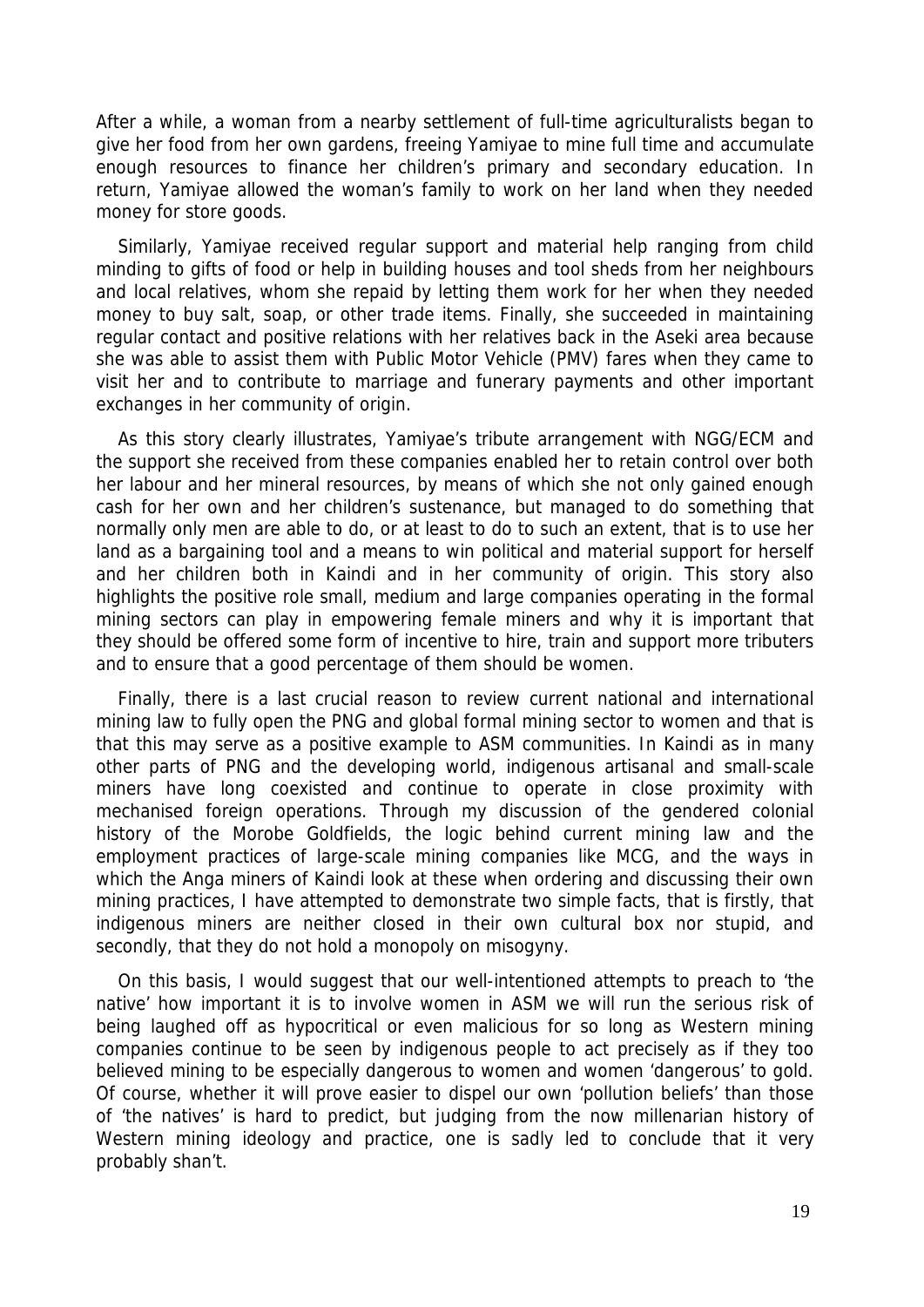After a while, a woman from a nearby settlement of full-time agriculturalists began to give her food from her own gardens, freeing Yamiyae to mine full time and accumulate enough resources to finance her children's primary and secondary education. In return, Yamiyae allowed the woman's family to work on her land when they needed money for store goods.

Similarly, Yamiyae received regular support and material help ranging from child minding to gifts of food or help in building houses and tool sheds from her neighbours and local relatives, whom she repaid by letting them work for her when they needed money to buy salt, soap, or other trade items. Finally, she succeeded in maintaining regular contact and positive relations with her relatives back in the Aseki area because she was able to assist them with Public Motor Vehicle (PMV) fares when they came to visit her and to contribute to marriage and funerary payments and other important exchanges in her community of origin.

As this story clearly illustrates, Yamiyae's tribute arrangement with NGG/ECM and the support she received from these companies enabled her to retain control over both her labour and her mineral resources, by means of which she not only gained enough cash for her own and her children's sustenance, but managed to do something that normally only men are able to do, or at least to do to such an extent, that is to use her land as a bargaining tool and a means to win political and material support for herself and her children both in Kaindi and in her community of origin. This story also highlights the positive role small, medium and large companies operating in the formal mining sectors can play in empowering female miners and why it is important that they should be offered some form of incentive to hire, train and support more tributers and to ensure that a good percentage of them should be women.

Finally, there is a last crucial reason to review current national and international mining law to fully open the PNG and global formal mining sector to women and that is that this may serve as a positive example to ASM communities. In Kaindi as in many other parts of PNG and the developing world, indigenous artisanal and small-scale miners have long coexisted and continue to operate in close proximity with mechanised foreign operations. Through my discussion of the gendered colonial history of the Morobe Goldfields, the logic behind current mining law and the employment practices of large-scale mining companies like MCG, and the ways in which the Anga miners of Kaindi look at these when ordering and discussing their own mining practices, I have attempted to demonstrate two simple facts, that is firstly, that indigenous miners are neither closed in their own cultural box nor stupid, and secondly, that they do not hold a monopoly on misogyny.

On this basis, I would suggest that our well-intentioned attempts to preach to 'the native' how important it is to involve women in ASM we will run the serious risk of being laughed off as hypocritical or even malicious for so long as Western mining companies continue to be seen by indigenous people to act precisely as if they too believed mining to be especially dangerous to women and women 'dangerous' to gold. Of course, whether it will prove easier to dispel our own 'pollution beliefs' than those of 'the natives' is hard to predict, but judging from the now millenarian history of Western mining ideology and practice, one is sadly led to conclude that it very probably shan't.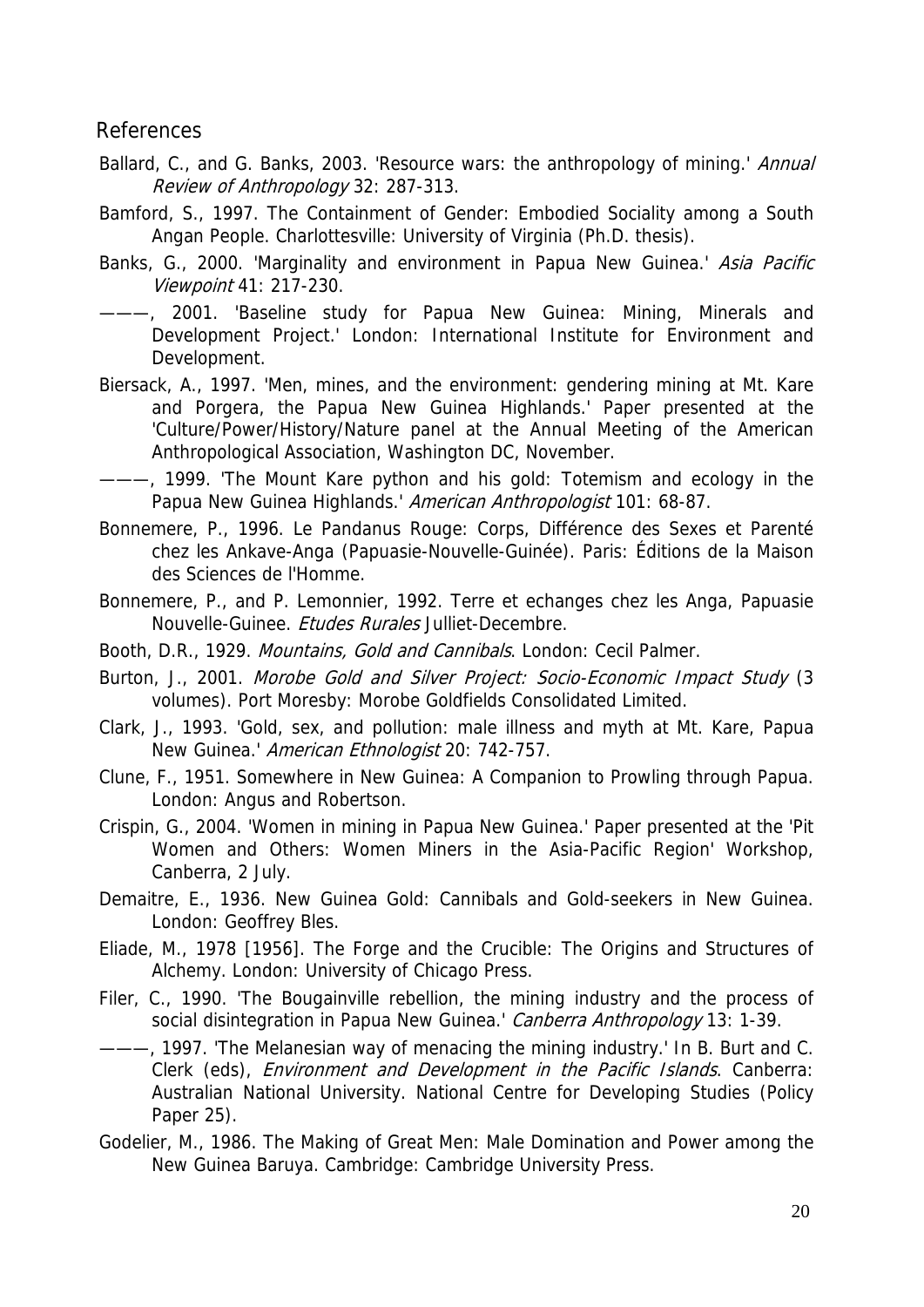## References

Ballard, C., and G. Banks, 2003. 'Resource wars: the anthropology of mining.' *Annual Review of Anthropology* 32: 287-313.

Bamford, S., 1997. The Containment of Gender: Embodied Sociality among a South Angan People. Charlottesville: University of Virginia (Ph.D. thesis).

Banks, G., 2000. 'Marginality and environment in Papua New Guinea.' *Asia Pacific Viewpoint* 41: 217-230.

———, 2001. 'Baseline study for Papua New Guinea: Mining, Minerals and Development Project.' London: International Institute for Environment and Development.

Biersack, A., 1997. 'Men, mines, and the environment: gendering mining at Mt. Kare and Porgera, the Papua New Guinea Highlands.' Paper presented at the 'Culture/Power/History/Nature panel at the Annual Meeting of the American Anthropological Association, Washington DC, November.

———, 1999. 'The Mount Kare python and his gold: Totemism and ecology in the Papua New Guinea Highlands.' *American Anthropologist* 101: 68-87.

Bonnemere, P., 1996. Le Pandanus Rouge: Corps, Différence des Sexes et Parenté chez les Ankave-Anga (Papuasie-Nouvelle-Guinée). Paris: Éditions de la Maison des Sciences de l'Homme.

Bonnemere, P., and P. Lemonnier, 1992. Terre et echanges chez les Anga, Papuasie Nouvelle-Guinee. *Etudes Rurales* Julliet-Decembre.

Booth, D.R., 1929. *Mountains, Gold and Cannibals*. London: Cecil Palmer.

Burton, J., 2001. *Morobe Gold and Silver Project: Socio-Economic Impact Study* (3 volumes). Port Moresby: Morobe Goldfields Consolidated Limited.

Clark, J., 1993. 'Gold, sex, and pollution: male illness and myth at Mt. Kare, Papua New Guinea.' *American Ethnologist* 20: 742-757.

Clune, F., 1951. Somewhere in New Guinea: A Companion to Prowling through Papua. London: Angus and Robertson.

Crispin, G., 2004. 'Women in mining in Papua New Guinea.' Paper presented at the 'Pit Women and Others: Women Miners in the Asia-Pacific Region' Workshop, Canberra, 2 July.

Demaitre, E., 1936. New Guinea Gold: Cannibals and Gold-seekers in New Guinea. London: Geoffrey Bles.

Eliade, M., 1978 [1956]. The Forge and the Crucible: The Origins and Structures of Alchemy. London: University of Chicago Press.

Filer, C., 1990. 'The Bougainville rebellion, the mining industry and the process of social disintegration in Papua New Guinea.' *Canberra Anthropology* 13: 1-39.

———, 1997. 'The Melanesian way of menacing the mining industry.' In B. Burt and C. Clerk (eds), *Environment and Development in the Pacific Islands*. Canberra: Australian National University. National Centre for Developing Studies (Policy Paper 25).

Godelier, M., 1986. The Making of Great Men: Male Domination and Power among the New Guinea Baruya. Cambridge: Cambridge University Press.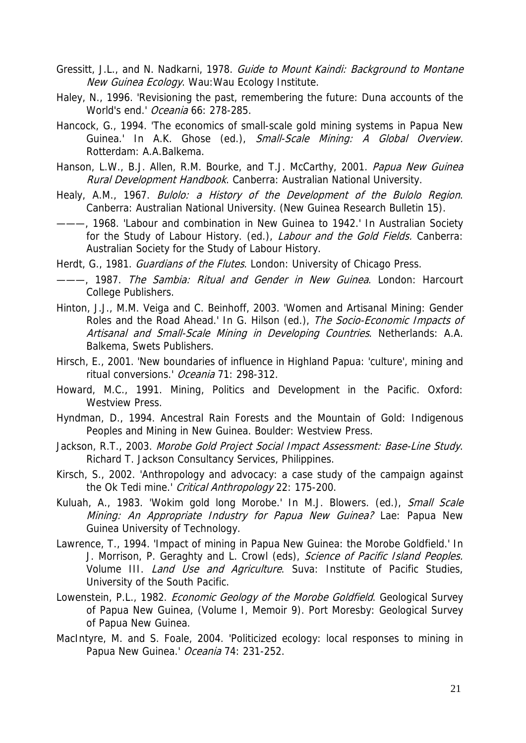Gressitt, J.L., and N. Nadkarni, 1978. *Guide to Mount Kaindi: Background to Montane New Guinea Ecology*. Wau:Wau Ecology Institute.

Haley, N., 1996. 'Revisioning the past, remembering the future: Duna accounts of the World's end.' *Oceania* 66: 278-285.

Hancock, G., 1994. 'The economics of small-scale gold mining systems in Papua New Guinea.' In A.K. Ghose (ed.), *Small-Scale Mining: A Global Overview.* Rotterdam: A.A.Balkema.

Hanson, L.W., B.J. Allen, R.M. Bourke, and T.J. McCarthy, 2001. *Papua New Guinea Rural Development Handbook*. Canberra: Australian National University.

Healy, A.M., 1967. *Bulolo: a History of the Development of the Bulolo Region*. Canberra: Australian National University. (New Guinea Research Bulletin 15).

———, 1968. 'Labour and combination in New Guinea to 1942.' In Australian Society for the Study of Labour History. (ed.), *Labour and the Gold Fields.* Canberra: Australian Society for the Study of Labour History.

Herdt, G., 1981. *Guardians of the Flutes*. London: University of Chicago Press.

———, 1987. *The Sambia: Ritual and Gender in New Guinea*. London: Harcourt College Publishers.

Hinton, J.J., M.M. Veiga and C. Beinhoff, 2003. 'Women and Artisanal Mining: Gender Roles and the Road Ahead.' In G. Hilson (ed.), *The Socio-Economic Impacts of Artisanal and Small-Scale Mining in Developing Countries*. Netherlands: A.A. Balkema, Swets Publishers.

Hirsch, E., 2001. 'New boundaries of influence in Highland Papua: 'culture', mining and ritual conversions.' *Oceania* 71: 298-312.

Howard, M.C., 1991. Mining, Politics and Development in the Pacific. Oxford: Westview Press.

Hyndman, D., 1994. Ancestral Rain Forests and the Mountain of Gold: Indigenous Peoples and Mining in New Guinea. Boulder: Westview Press.

Jackson, R.T., 2003. *Morobe Gold Project Social Impact Assessment: Base-Line Study*. Richard T. Jackson Consultancy Services, Philippines.

Kirsch, S., 2002. 'Anthropology and advocacy: a case study of the campaign against the Ok Tedi mine.' *Critical Anthropology* 22: 175-200.

Kuluah, A., 1983. 'Wokim gold long Morobe.' In M.J. Blowers. (ed.), *Small Scale Mining: An Appropriate Industry for Papua New Guinea?* Lae: Papua New Guinea University of Technology.

Lawrence, T., 1994. 'Impact of mining in Papua New Guinea: the Morobe Goldfield.' In J. Morrison, P. Geraghty and L. Crowl (eds), *Science of Pacific Island Peoples.* Volume III. *Land Use and Agriculture*. Suva: Institute of Pacific Studies, University of the South Pacific.

Lowenstein, P.L., 1982. *Economic Geology of the Morobe Goldfield*. Geological Survey of Papua New Guinea, (Volume I, Memoir 9). Port Moresby: Geological Survey of Papua New Guinea.

MacIntyre, M. and S. Foale, 2004. 'Politicized ecology: local responses to mining in Papua New Guinea.' *Oceania* 74: 231-252.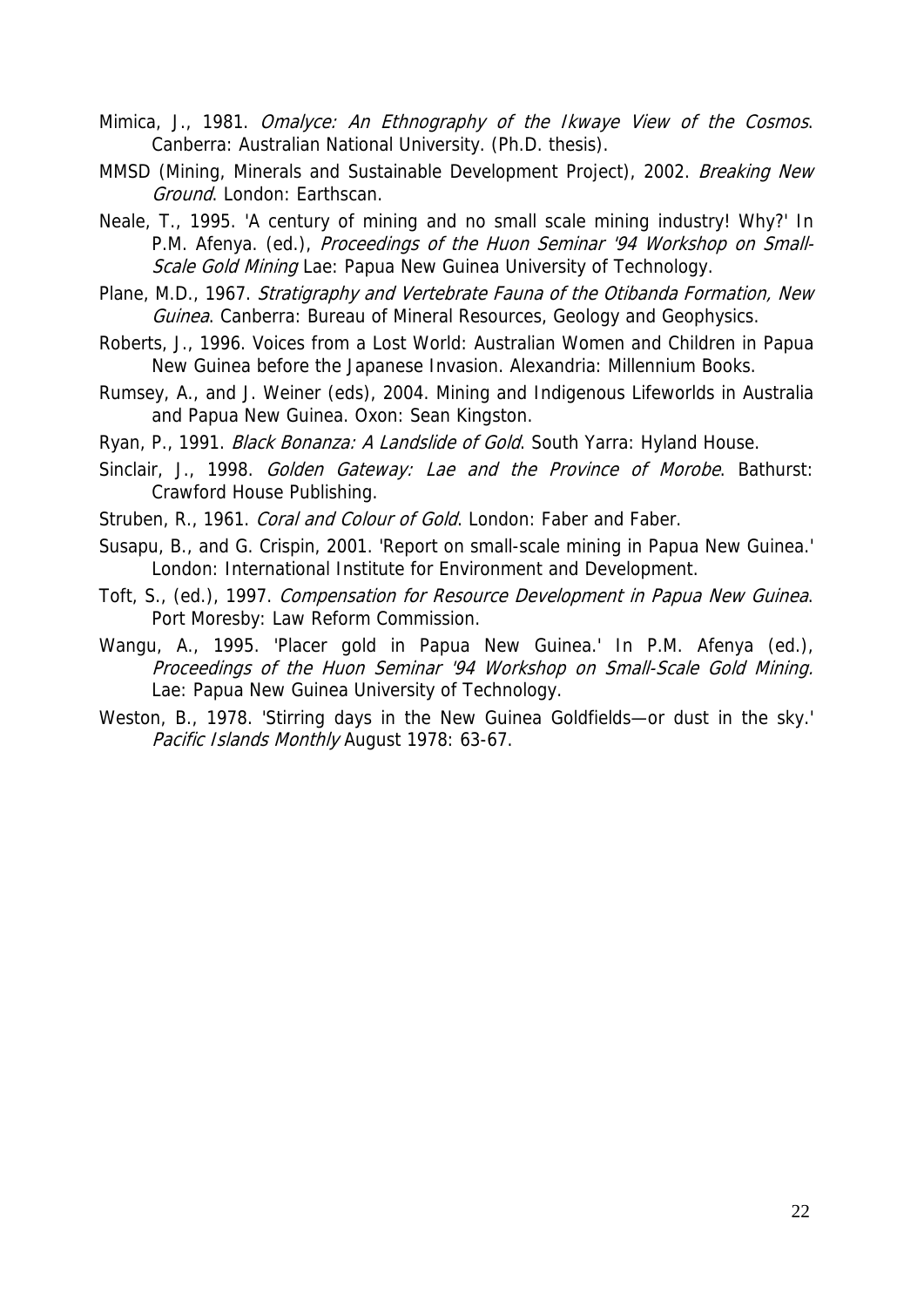Mimica, J., 1981. *Omalyce: An Ethnography of the Ikwaye View of the Cosmos*. Canberra: Australian National University. (Ph.D. thesis).

MMSD (Mining, Minerals and Sustainable Development Project), 2002. *Breaking New Ground*. London: Earthscan.

Neale, T., 1995. 'A century of mining and no small scale mining industry! Why?' In P.M. Afenya. (ed.), *Proceedings of the Huon Seminar '94 Workshop on Small-Scale Gold Mining* Lae: Papua New Guinea University of Technology.

Plane, M.D., 1967. *Stratigraphy and Vertebrate Fauna of the Otibanda Formation, New Guinea*. Canberra: Bureau of Mineral Resources, Geology and Geophysics.

Roberts, J., 1996. Voices from a Lost World: Australian Women and Children in Papua New Guinea before the Japanese Invasion. Alexandria: Millennium Books.

Rumsey, A., and J. Weiner (eds), 2004. Mining and Indigenous Lifeworlds in Australia and Papua New Guinea. Oxon: Sean Kingston.

Ryan, P., 1991. *Black Bonanza: A Landslide of Gold*. South Yarra: Hyland House.

Sinclair, J., 1998. *Golden Gateway: Lae and the Province of Morobe*. Bathurst: Crawford House Publishing.

Struben, R., 1961. *Coral and Colour of Gold*. London: Faber and Faber.

Susapu, B., and G. Crispin, 2001. 'Report on small-scale mining in Papua New Guinea.' London: International Institute for Environment and Development.

Toft, S., (ed.), 1997. *Compensation for Resource Development in Papua New Guinea*. Port Moresby: Law Reform Commission.

Wangu, A., 1995. 'Placer gold in Papua New Guinea.' In P.M. Afenya (ed.), *Proceedings of the Huon Seminar '94 Workshop on Small-Scale Gold Mining.* Lae: Papua New Guinea University of Technology.

Weston, B., 1978. 'Stirring days in the New Guinea Goldfields—or dust in the sky.' *Pacific Islands Monthly* August 1978: 63-67.